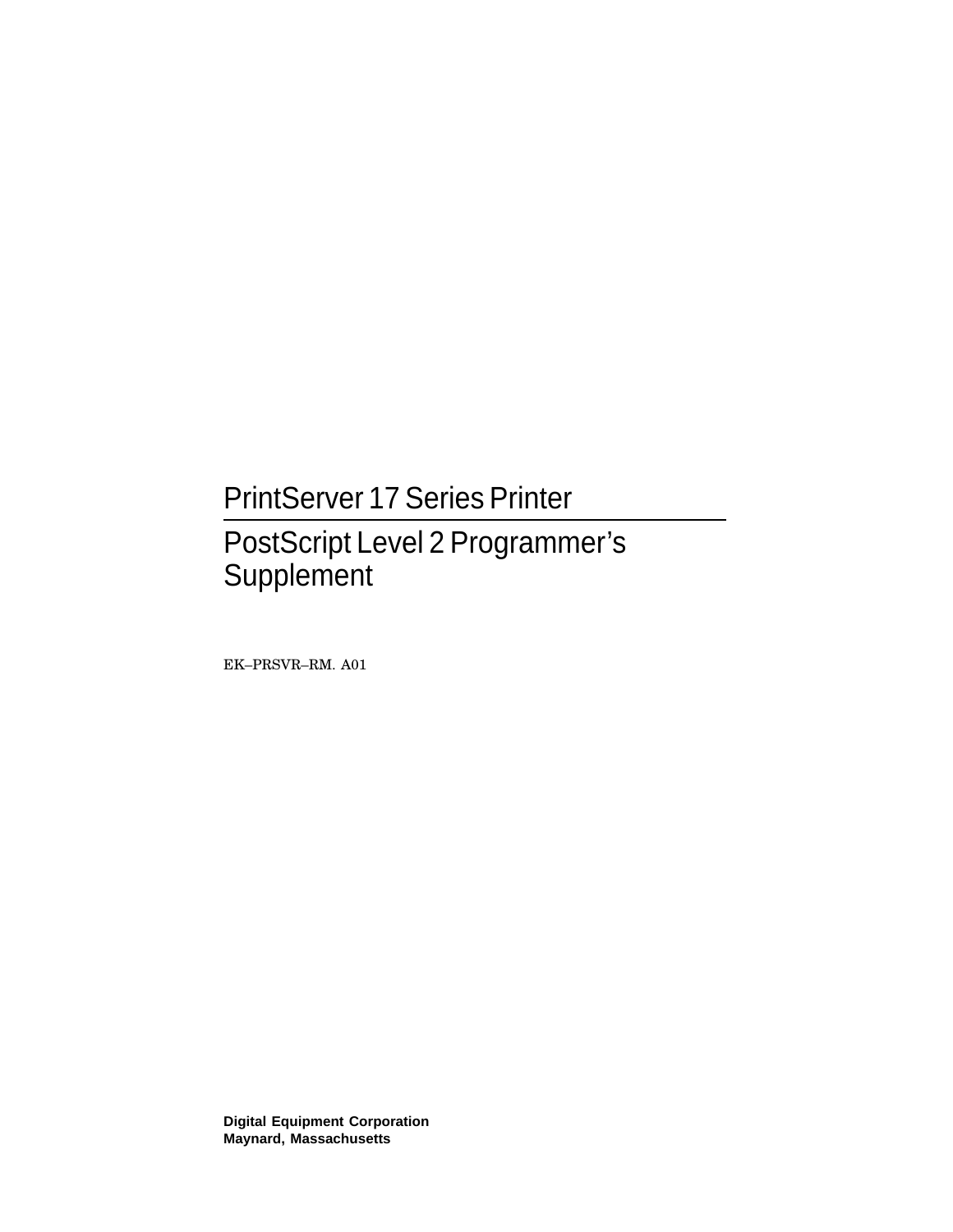# PrintServer 17 Series Printer

# PostScript Level 2 Programmer's Supplement

EK–PRSVR–RM. A01

**Digital Equipment Corporation**
**Maynard, Massachusetts**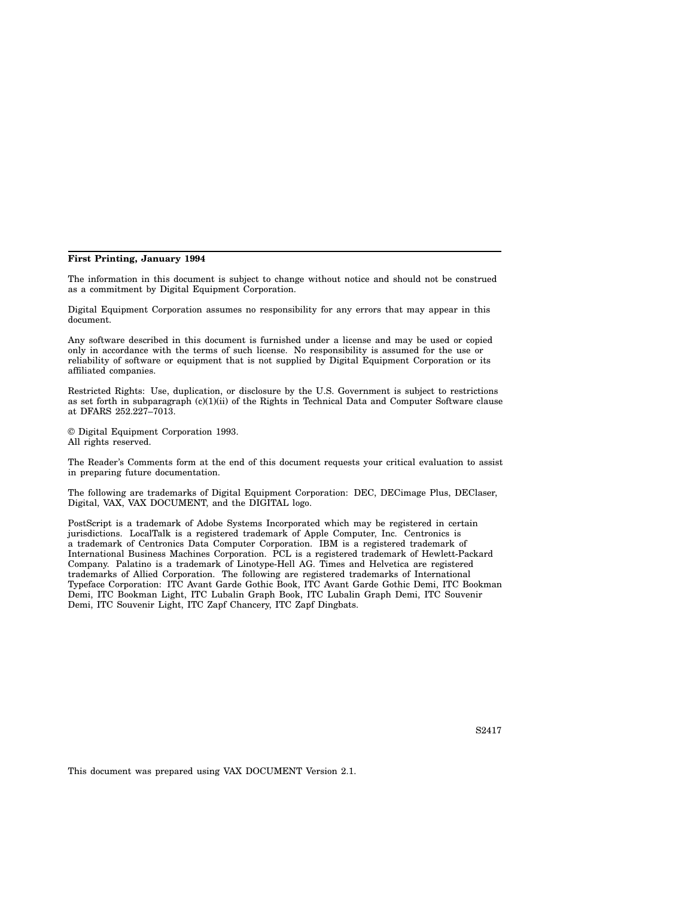**First Printing, January 1994**

The information in this document is subject to change without notice and should not be construed as a commitment by Digital Equipment Corporation.

Digital Equipment Corporation assumes no responsibility for any errors that may appear in this document.

Any software described in this document is furnished under a license and may be used or copied only in accordance with the terms of such license. No responsibility is assumed for the use or reliability of software or equipment that is not supplied by Digital Equipment Corporation or its affiliated companies.

Restricted Rights: Use, duplication, or disclosure by the U.S. Government is subject to restrictions as set forth in subparagraph (c)(1)(ii) of the Rights in Technical Data and Computer Software clause at DFARS 252.227–7013.

© Digital Equipment Corporation 1993.
All rights reserved.

The Reader's Comments form at the end of this document requests your critical evaluation to assist in preparing future documentation.

The following are trademarks of Digital Equipment Corporation: DEC, DECimage Plus, DEClaser, Digital, VAX, VAX DOCUMENT, and the DIGITAL logo.

PostScript is a trademark of Adobe Systems Incorporated which may be registered in certain jurisdictions. LocalTalk is a registered trademark of Apple Computer, Inc. Centronics is a trademark of Centronics Data Computer Corporation. IBM is a registered trademark of International Business Machines Corporation. PCL is a registered trademark of Hewlett-Packard Company. Palatino is a trademark of Linotype-Hell AG. Times and Helvetica are registered trademarks of Allied Corporation. The following are registered trademarks of International Typeface Corporation: ITC Avant Garde Gothic Book, ITC Avant Garde Gothic Demi, ITC Bookman Demi, ITC Bookman Light, ITC Lubalin Graph Book, ITC Lubalin Graph Demi, ITC Souvenir Demi, ITC Souvenir Light, ITC Zapf Chancery, ITC Zapf Dingbats.

S2417

This document was prepared using VAX DOCUMENT Version 2.1.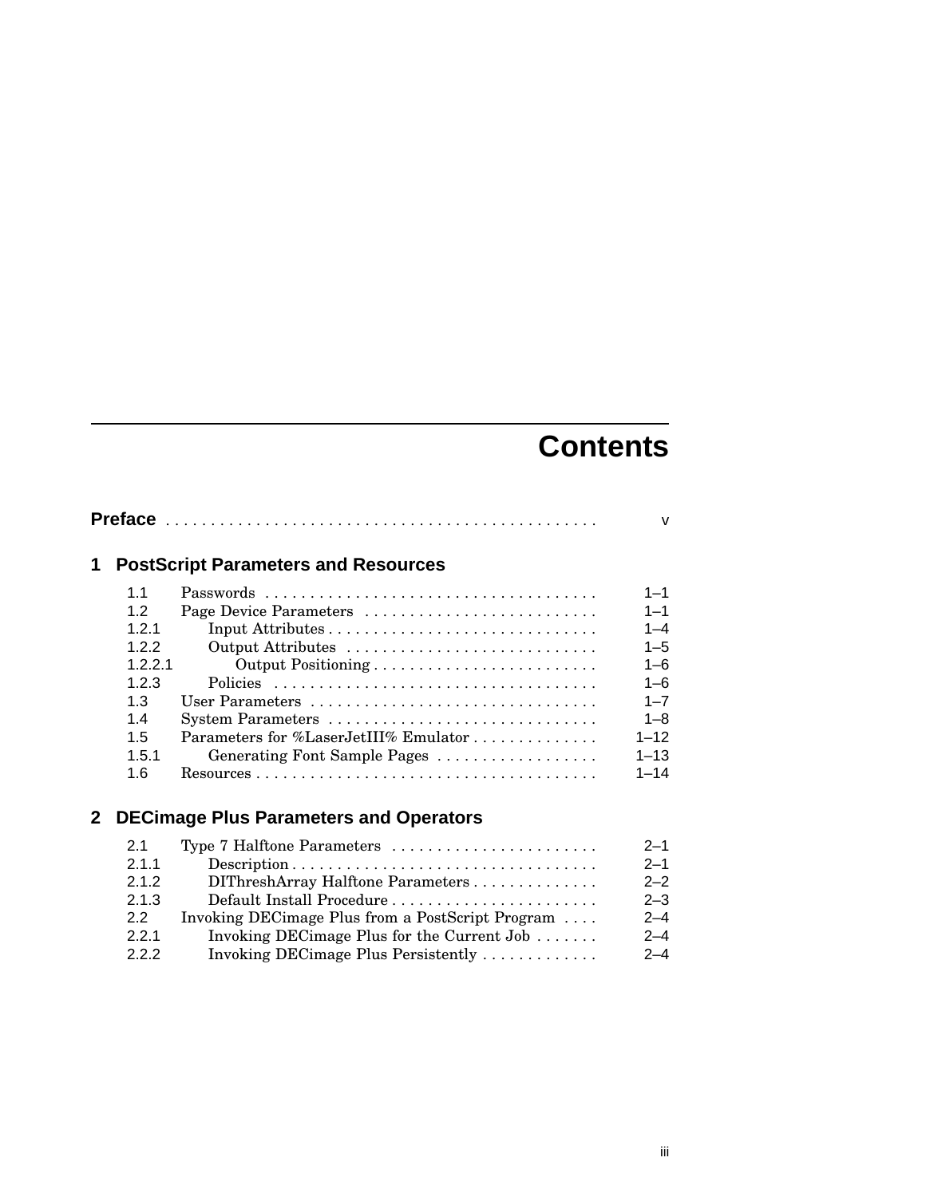# Contents

**Preface** . . . . . . . . . . . . . . . . . . . . . . . . . . . . . . . . . . . . . . . . . . . . . v

## 1 PostScript Parameters and Resources

| | | |
|---|---|---|
| 1.1 | Passwords | 1–1 |
| 1.2 | Page Device Parameters | 1–1 |
| 1.2.1 | Input Attributes | 1–4 |
| 1.2.2 | Output Attributes | 1–5 |
| 1.2.2.1 | Output Positioning | 1–6 |
| 1.2.3 | Policies | 1–6 |
| 1.3 | User Parameters | 1–7 |
| 1.4 | System Parameters | 1–8 |
| 1.5 | Parameters for %LaserJetIII% Emulator | 1–12 |
| 1.5.1 | Generating Font Sample Pages | 1–13 |
| 1.6 | Resources | 1–14 |

## 2 DECimage Plus Parameters and Operators

| | | |
|---|---|---|
| 2.1 | Type 7 Halftone Parameters | 2–1 |
| 2.1.1 | Description | 2–1 |
| 2.1.2 | DIThreshArray Halftone Parameters | 2–2 |
| 2.1.3 | Default Install Procedure | 2–3 |
| 2.2 | Invoking DECimage Plus from a PostScript Program | 2–4 |
| 2.2.1 | Invoking DECimage Plus for the Current Job | 2–4 |
| 2.2.2 | Invoking DECimage Plus Persistently | 2–4 |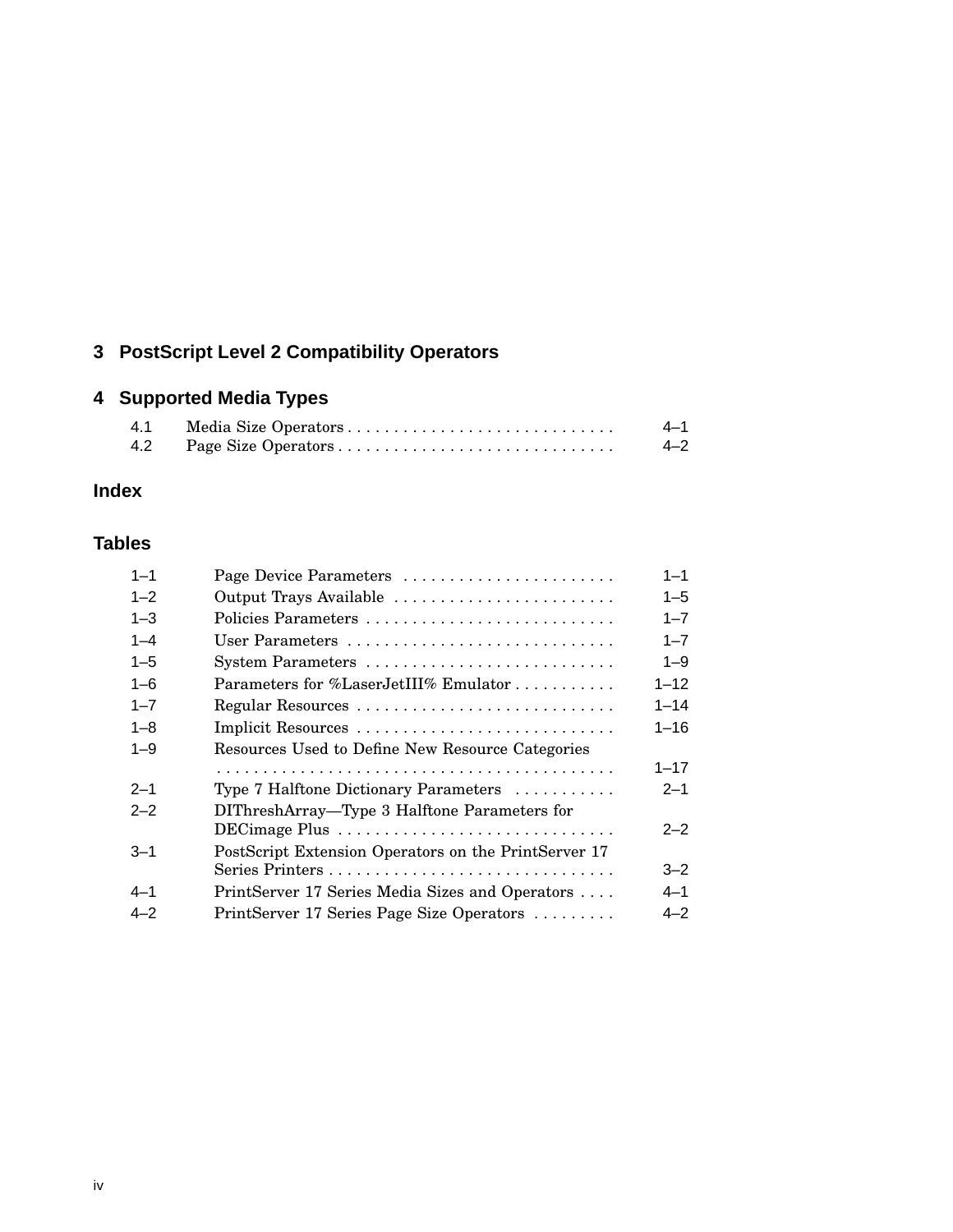## 3 PostScript Level 2 Compatibility Operators

## 4 Supported Media Types

| | | |
|---|---|---|
| 4.1 | Media Size Operators | 4–1 |
| 4.2 | Page Size Operators | 4–2 |

## Index

## Tables

| | | |
|---|---|---|
| 1–1 | Page Device Parameters | 1–1 |
| 1–2 | Output Trays Available | 1–5 |
| 1–3 | Policies Parameters | 1–7 |
| 1–4 | User Parameters | 1–7 |
| 1–5 | System Parameters | 1–9 |
| 1–6 | Parameters for %LaserJetIII% Emulator | 1–12 |
| 1–7 | Regular Resources | 1–14 |
| 1–8 | Implicit Resources | 1–16 |
| 1–9 | Resources Used to Define New Resource Categories | 1–17 |
| 2–1 | Type 7 Halftone Dictionary Parameters | 2–1 |
| 2–2 | DIThreshArray—Type 3 Halftone Parameters for DECimage Plus | 2–2 |
| 3–1 | PostScript Extension Operators on the PrintServer 17 Series Printers | 3–2 |
| 4–1 | PrintServer 17 Series Media Sizes and Operators | 4–1 |
| 4–2 | PrintServer 17 Series Page Size Operators | 4–2 |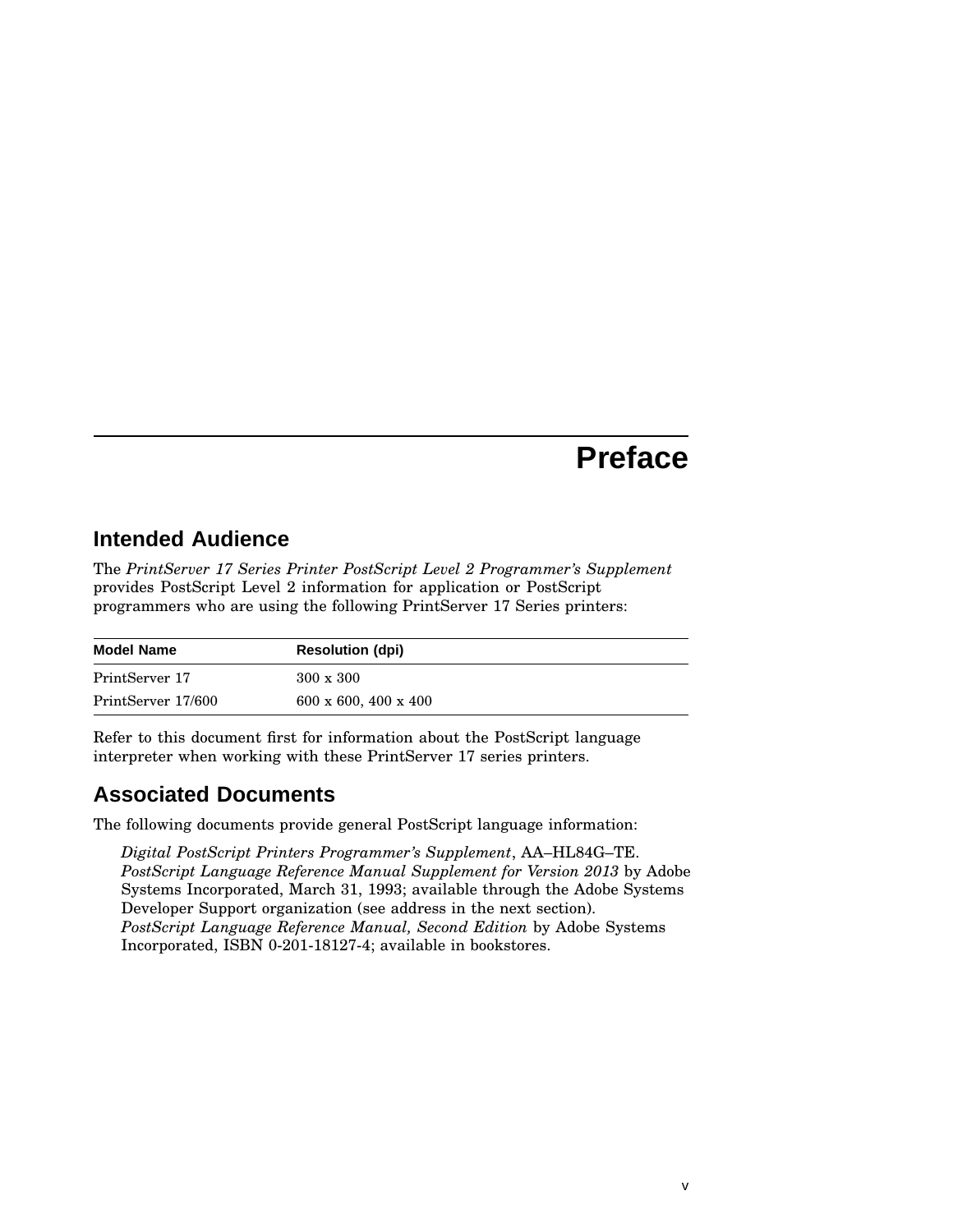# Preface

## Intended Audience

The *PrintServer 17 Series Printer PostScript Level 2 Programmer's Supplement* provides PostScript Level 2 information for application or PostScript programmers who are using the following PrintServer 17 Series printers:

| Model Name | Resolution (dpi) |
|---|---|
| PrintServer 17 | 300 x 300 |
| PrintServer 17/600 | 600 x 600, 400 x 400 |

Refer to this document first for information about the PostScript language interpreter when working with these PrintServer 17 series printers.

## Associated Documents

The following documents provide general PostScript language information:

*Digital PostScript Printers Programmer's Supplement*, AA–HL84G–TE.
*PostScript Language Reference Manual Supplement for Version 2013* by Adobe Systems Incorporated, March 31, 1993; available through the Adobe Systems Developer Support organization (see address in the next section).
*PostScript Language Reference Manual, Second Edition* by Adobe Systems Incorporated, ISBN 0-201-18127-4; available in bookstores.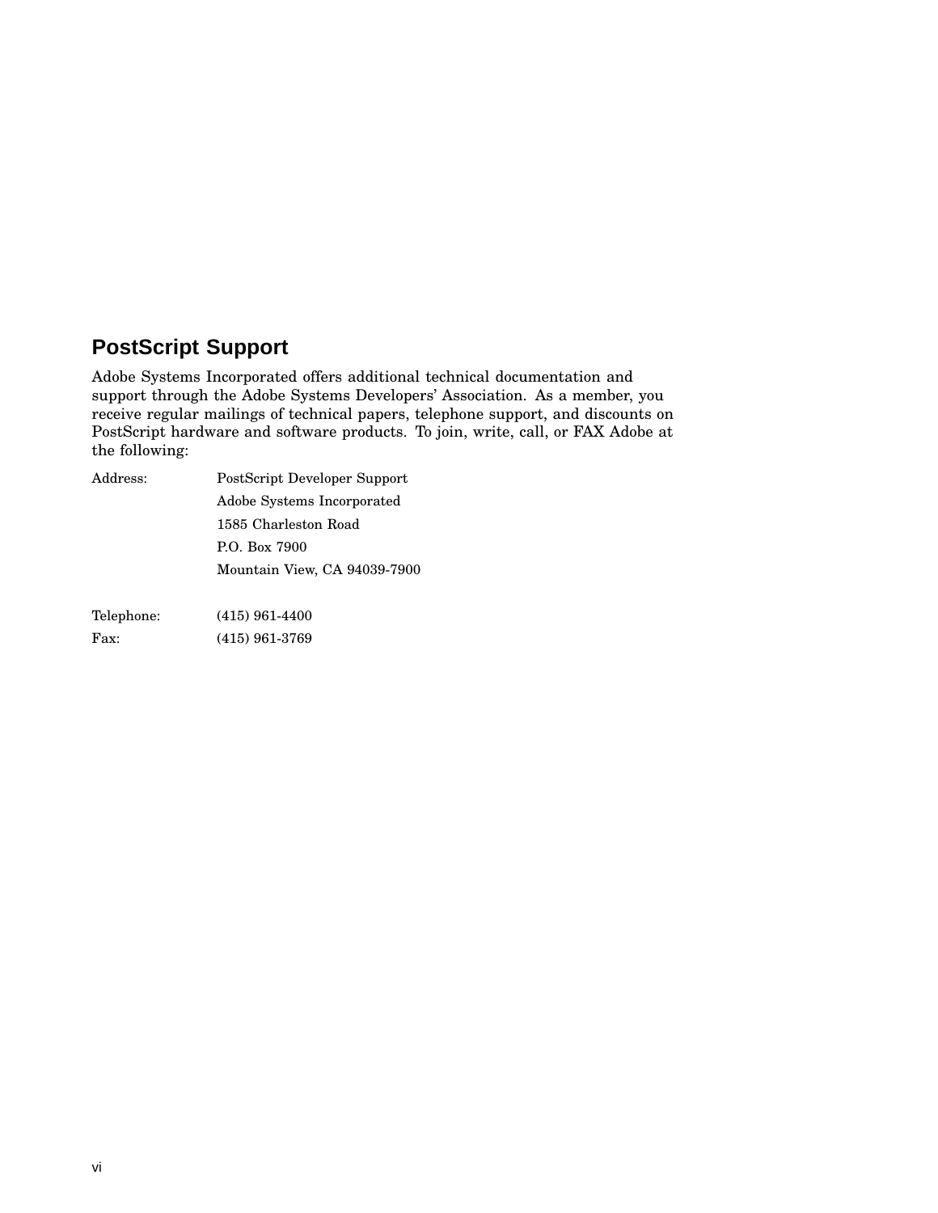## PostScript Support

Adobe Systems Incorporated offers additional technical documentation and support through the Adobe Systems Developers' Association. As a member, you receive regular mailings of technical papers, telephone support, and discounts on PostScript hardware and software products. To join, write, call, or FAX Adobe at the following:

Address: PostScript Developer Support
Adobe Systems Incorporated
1585 Charleston Road
P.O. Box 7900
Mountain View, CA 94039-7900

Telephone: (415) 961-4400

Fax: (415) 961-3769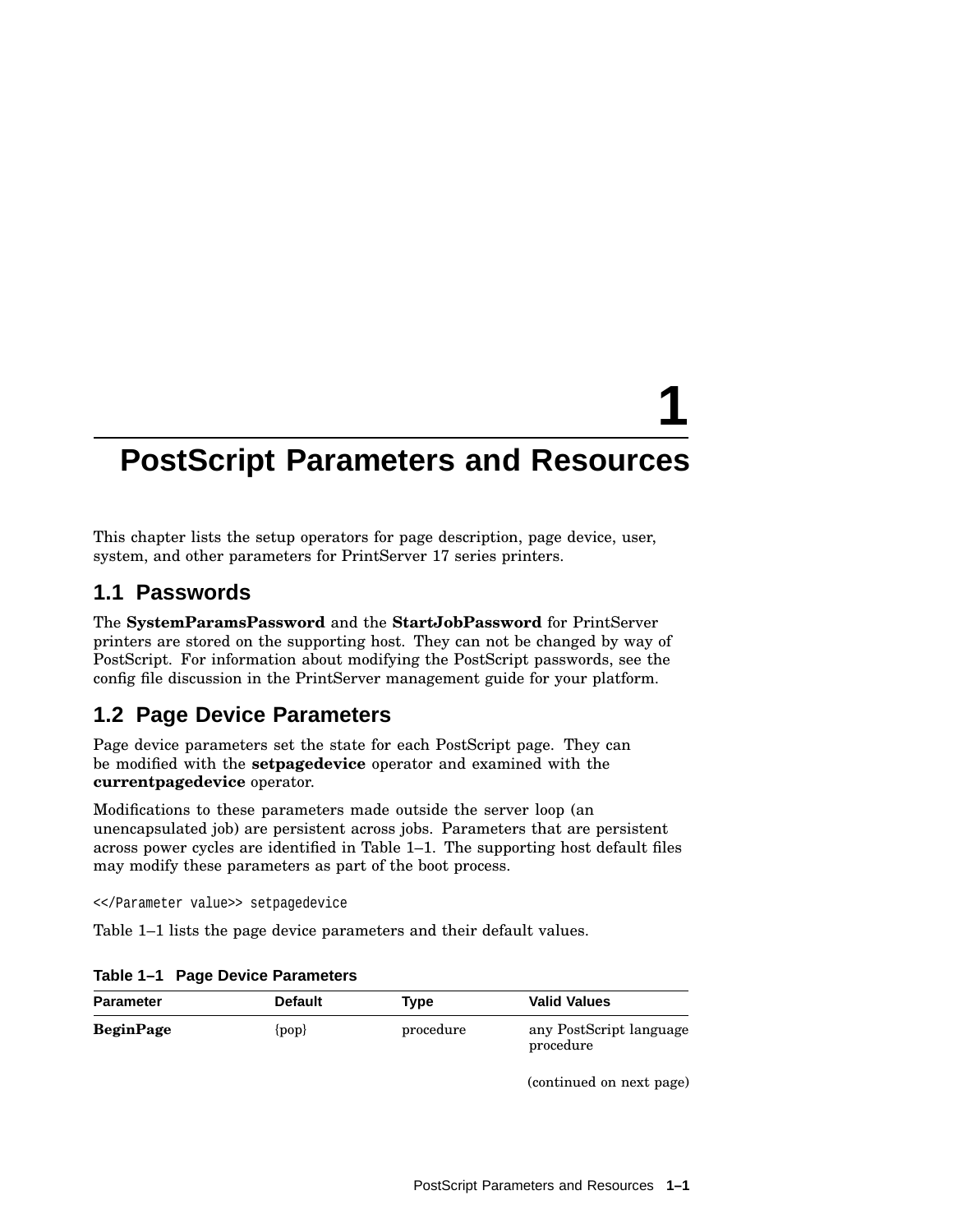# 1 PostScript Parameters and Resources

This chapter lists the setup operators for page description, page device, user, system, and other parameters for PrintServer 17 series printers.

## 1.1 Passwords

The **SystemParamsPassword** and the **StartJobPassword** for PrintServer printers are stored on the supporting host. They can not be changed by way of PostScript. For information about modifying the PostScript passwords, see the config file discussion in the PrintServer management guide for your platform.

## 1.2 Page Device Parameters

Page device parameters set the state for each PostScript page. They can be modified with the **setpagedevice** operator and examined with the **currentpagedevice** operator.

Modifications to these parameters made outside the server loop (an unencapsulated job) are persistent across jobs. Parameters that are persistent across power cycles are identified in Table 1–1. The supporting host default files may modify these parameters as part of the boot process.

```
<</Parameter value>> setpagedevice
```

Table 1–1 lists the page device parameters and their default values.

**Table 1–1 Page Device Parameters**

| Parameter | Default | Type | Valid Values |
|---|---|---|---|
| **BeginPage** | {pop} | procedure | any PostScript language procedure |

(continued on next page)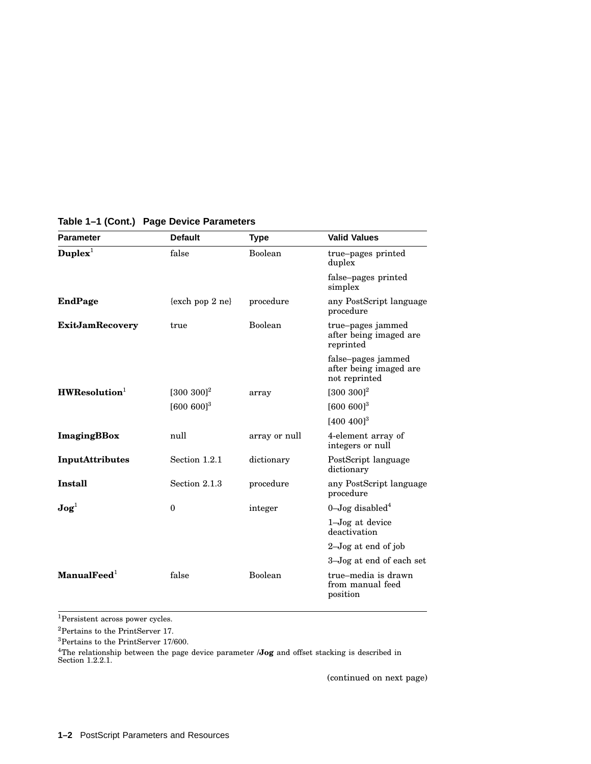**Table 1–1 (Cont.) Page Device Parameters**

| Parameter | Default | Type | Valid Values |
|---|---|---|---|
| **Duplex**[1] | false | Boolean | true–pages printed duplex |
| | | | false–pages printed simplex |
| **EndPage** | {exch pop 2 ne} | procedure | any PostScript language procedure |
| **ExitJamRecovery** | true | Boolean | true–pages jammed after being imaged are reprinted |
| | | | false–pages jammed after being imaged are not reprinted |
| **HWResolution**[1] | [300 300][2] | array | [300 300][2] |
| | [600 600][3] | | [600 600][3] |
| | | | [400 400][3] |
| **ImagingBBox** | null | array or null | 4-element array of integers or null |
| **InputAttributes** | Section 1.2.1 | dictionary | PostScript language dictionary |
| **Install** | Section 2.1.3 | procedure | any PostScript language procedure |
| **Jog**[1] | 0 | integer | 0–Jog disabled[4] |
| | | | 1–Jog at device deactivation |
| | | | 2–Jog at end of job |
| | | | 3–Jog at end of each set |
| **ManualFeed**[1] | false | Boolean | true–media is drawn from manual feed position |

[1]Persistent across power cycles.

[2]Pertains to the PrintServer 17.

[3]Pertains to the PrintServer 17/600.

[4]The relationship between the page device parameter **/Jog** and offset stacking is described in Section 1.2.2.1.

(continued on next page)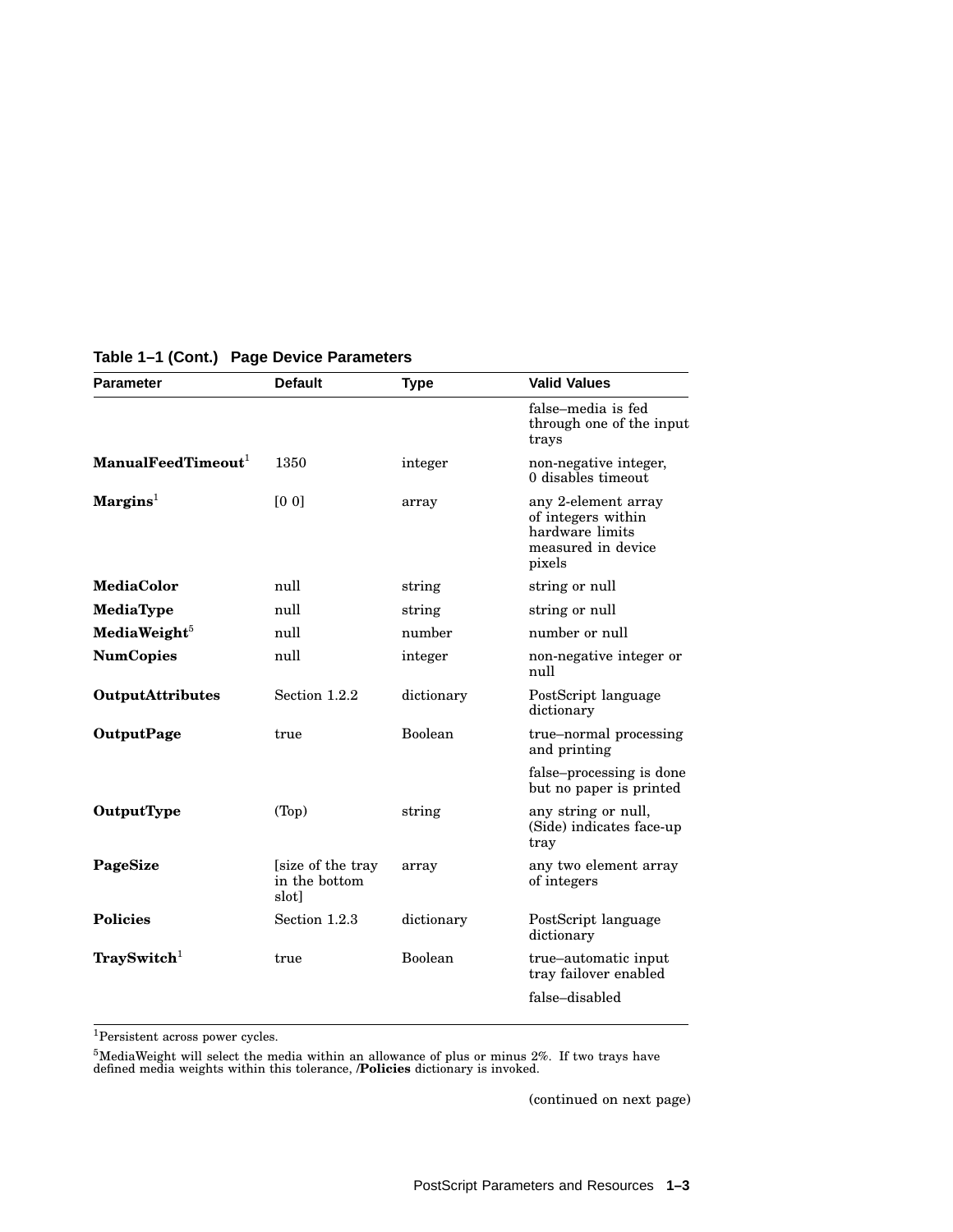**Table 1–1 (Cont.) Page Device Parameters**

| Parameter | Default | Type | Valid Values |
|---|---|---|---|
| | | | false–media is fed through one of the input trays |
| **ManualFeedTimeout**[1] | 1350 | integer | non-negative integer, 0 disables timeout |
| **Margins**[1] | [0 0] | array | any 2-element array of integers within hardware limits measured in device pixels |
| **MediaColor** | null | string | string or null |
| **MediaType** | null | string | string or null |
| **MediaWeight**[5] | null | number | number or null |
| **NumCopies** | null | integer | non-negative integer or null |
| **OutputAttributes** | Section 1.2.2 | dictionary | PostScript language dictionary |
| **OutputPage** | true | Boolean | true–normal processing and printing |
| | | | false–processing is done but no paper is printed |
| **OutputType** | (Top) | string | any string or null, (Side) indicates face-up tray |
| **PageSize** | [size of the tray in the bottom slot] | array | any two element array of integers |
| **Policies** | Section 1.2.3 | dictionary | PostScript language dictionary |
| **TraySwitch**[1] | true | Boolean | true–automatic input tray failover enabled |
| | | | false–disabled |

[1]Persistent across power cycles.

[5]MediaWeight will select the media within an allowance of plus or minus 2%. If two trays have defined media weights within this tolerance, /**Policies** dictionary is invoked.

(continued on next page)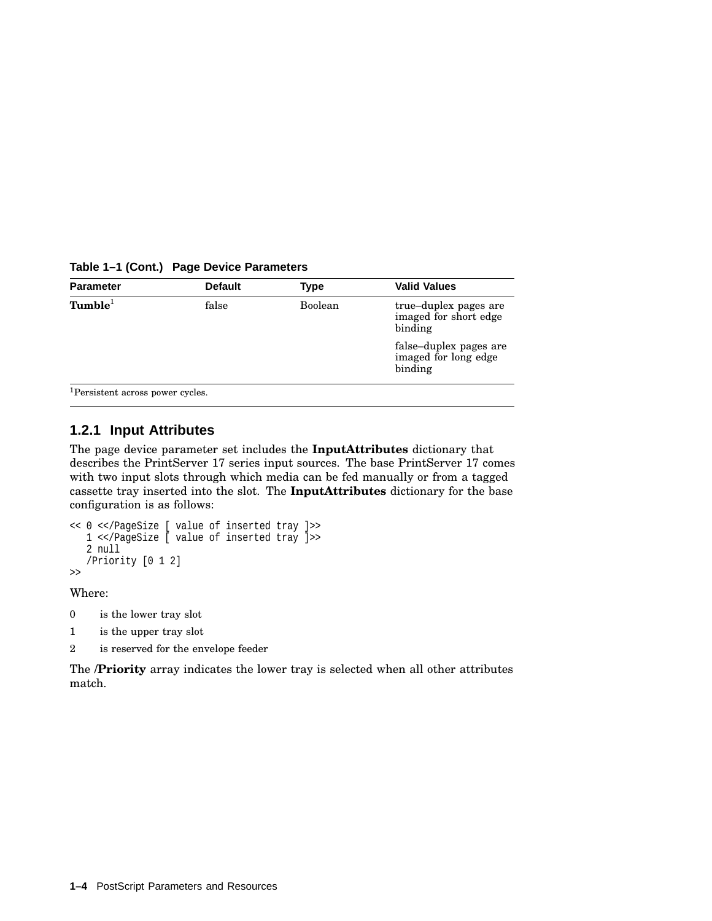**Table 1–1 (Cont.) Page Device Parameters**

| Parameter | Default | Type | Valid Values |
|---|---|---|---|
| **Tumble**[1] | false | Boolean | true–duplex pages are imaged for short edge binding<br><br>false–duplex pages are imaged for long edge binding |

[1]Persistent across power cycles.

### 1.2.1 Input Attributes

The page device parameter set includes the **InputAttributes** dictionary that describes the PrintServer 17 series input sources. The base PrintServer 17 comes with two input slots through which media can be fed manually or from a tagged cassette tray inserted into the slot. The **InputAttributes** dictionary for the base configuration is as follows:

```
<< 0 <</PageSize [ value of inserted tray ]>>
   1 <</PageSize [ value of inserted tray ]>>
   2 null
   /Priority [0 1 2]
>>
```

Where:

0  is the lower tray slot

1  is the upper tray slot

2  is reserved for the envelope feeder

The **/Priority** array indicates the lower tray is selected when all other attributes match.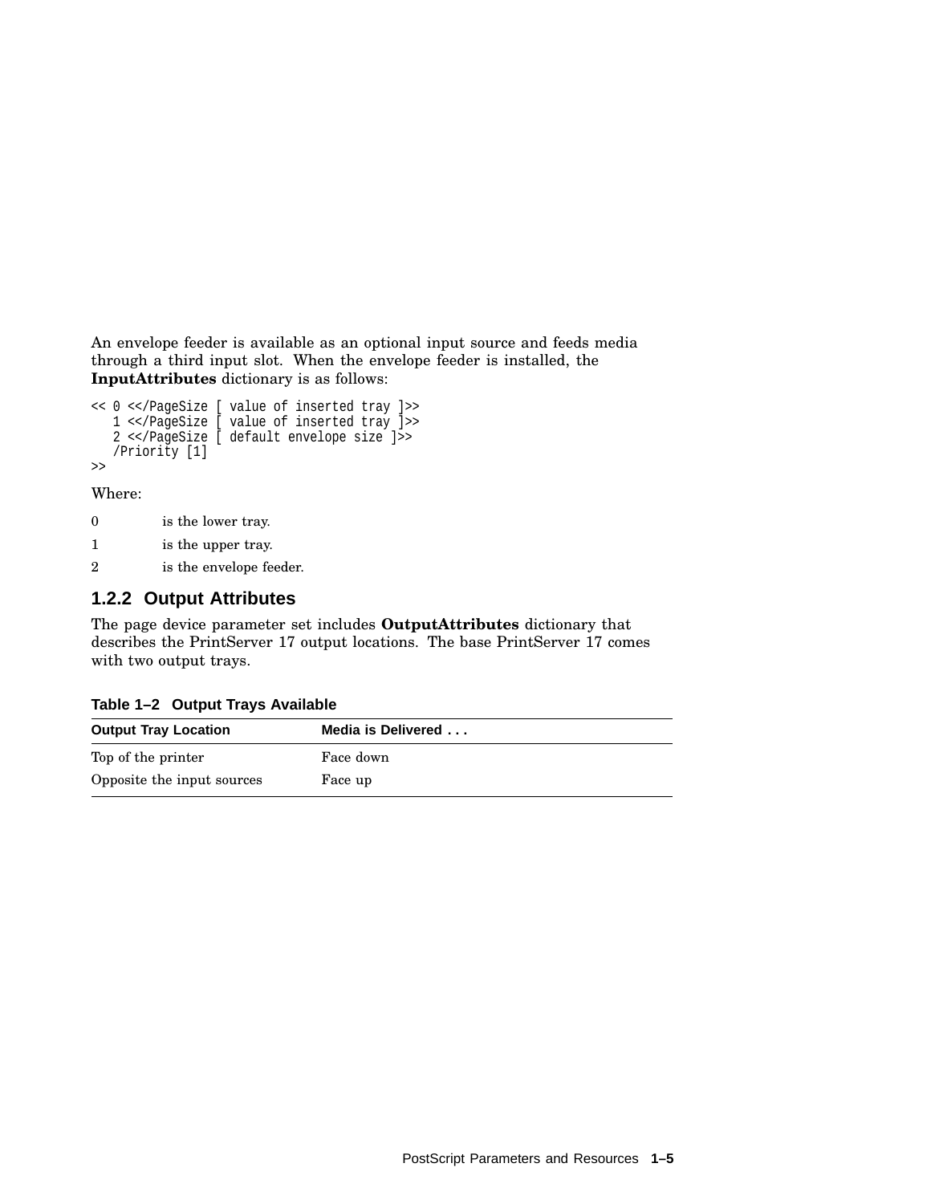An envelope feeder is available as an optional input source and feeds media through a third input slot. When the envelope feeder is installed, the **InputAttributes** dictionary is as follows:

```
<< 0 <</PageSize [ value of inserted tray ]>>
   1 <</PageSize [ value of inserted tray ]>>
   2 <</PageSize [ default envelope size ]>>
   /Priority [1]
>>
```

Where:

0 is the lower tray.

1 is the upper tray.

2 is the envelope feeder.

### 1.2.2 Output Attributes

The page device parameter set includes **OutputAttributes** dictionary that describes the PrintServer 17 output locations. The base PrintServer 17 comes with two output trays.

**Table 1–2 Output Trays Available**

| Output Tray Location | Media is Delivered . . . |
| --- | --- |
| Top of the printer | Face down |
| Opposite the input sources | Face up |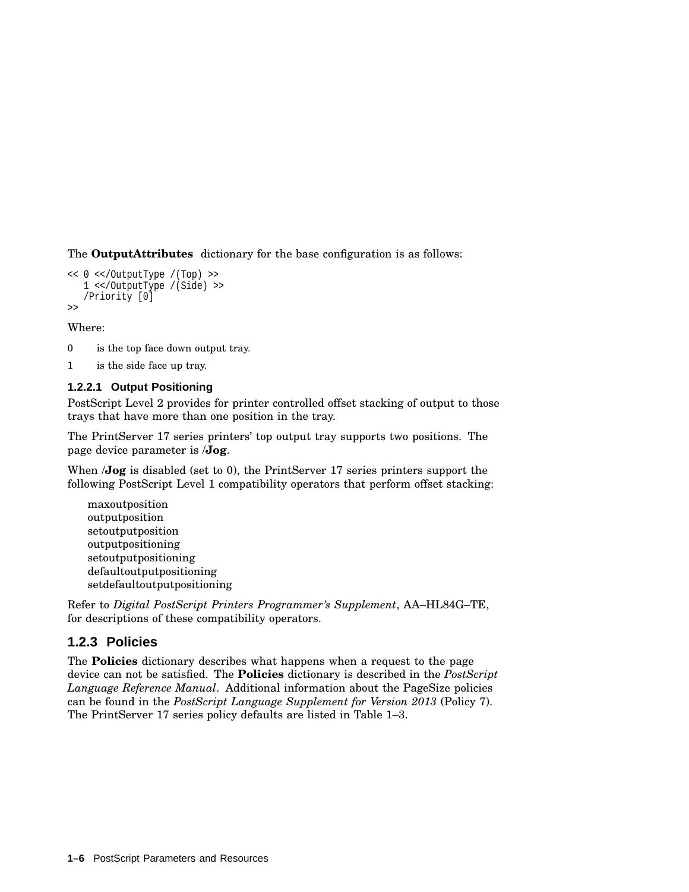The **OutputAttributes** dictionary for the base configuration is as follows:

```
<< 0 <</OutputType /(Top) >>
   1 <</OutputType /(Side) >>
   /Priority [0]
>>
```

Where:

0 is the top face down output tray.

1 is the side face up tray.

#### 1.2.2.1 Output Positioning

PostScript Level 2 provides for printer controlled offset stacking of output to those trays that have more than one position in the tray.

The PrintServer 17 series printers' top output tray supports two positions. The page device parameter is **/Jog**.

When **/Jog** is disabled (set to 0), the PrintServer 17 series printers support the following PostScript Level 1 compatibility operators that perform offset stacking:

maxoutposition
outputposition
setoutputposition
outputpositioning
setoutputpositioning
defaultoutputpositioning
setdefaultoutputpositioning

Refer to *Digital PostScript Printers Programmer's Supplement*, AA–HL84G–TE, for descriptions of these compatibility operators.

### 1.2.3 Policies

The **Policies** dictionary describes what happens when a request to the page device can not be satisfied. The **Policies** dictionary is described in the *PostScript Language Reference Manual*. Additional information about the PageSize policies can be found in the *PostScript Language Supplement for Version 2013* (Policy 7). The PrintServer 17 series policy defaults are listed in Table 1–3.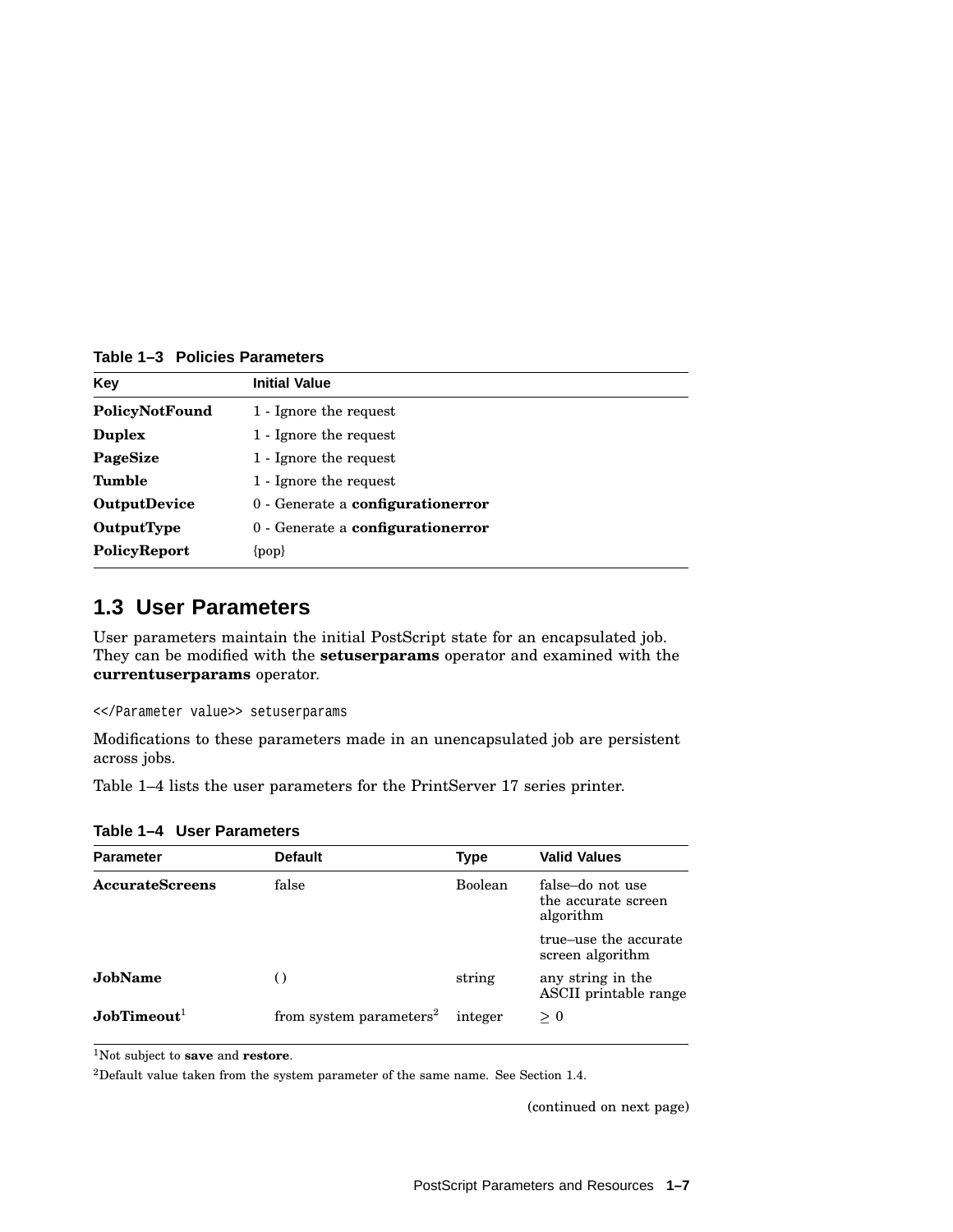**Table 1–3 Policies Parameters**

| Key | Initial Value |
|---|---|
| **PolicyNotFound** | 1 - Ignore the request |
| **Duplex** | 1 - Ignore the request |
| **PageSize** | 1 - Ignore the request |
| **Tumble** | 1 - Ignore the request |
| **OutputDevice** | 0 - Generate a **configurationerror** |
| **OutputType** | 0 - Generate a **configurationerror** |
| **PolicyReport** | {pop} |

## 1.3 User Parameters

User parameters maintain the initial PostScript state for an encapsulated job. They can be modified with the **setuserparams** operator and examined with the **currentuserparams** operator.

```
<</Parameter value>> setuserparams
```

Modifications to these parameters made in an unencapsulated job are persistent across jobs.

Table 1–4 lists the user parameters for the PrintServer 17 series printer.

**Table 1–4 User Parameters**

| Parameter | Default | Type | Valid Values |
|---|---|---|---|
| **AccurateScreens** | false | Boolean | false–do not use the accurate screen algorithm |
| | | | true–use the accurate screen algorithm |
| **JobName** | ( ) | string | any string in the ASCII printable range |
| **JobTimeout**[1] | from system parameters[2] | integer | $\geq 0$ |

[1]Not subject to **save** and **restore**.

[2]Default value taken from the system parameter of the same name. See Section 1.4.

(continued on next page)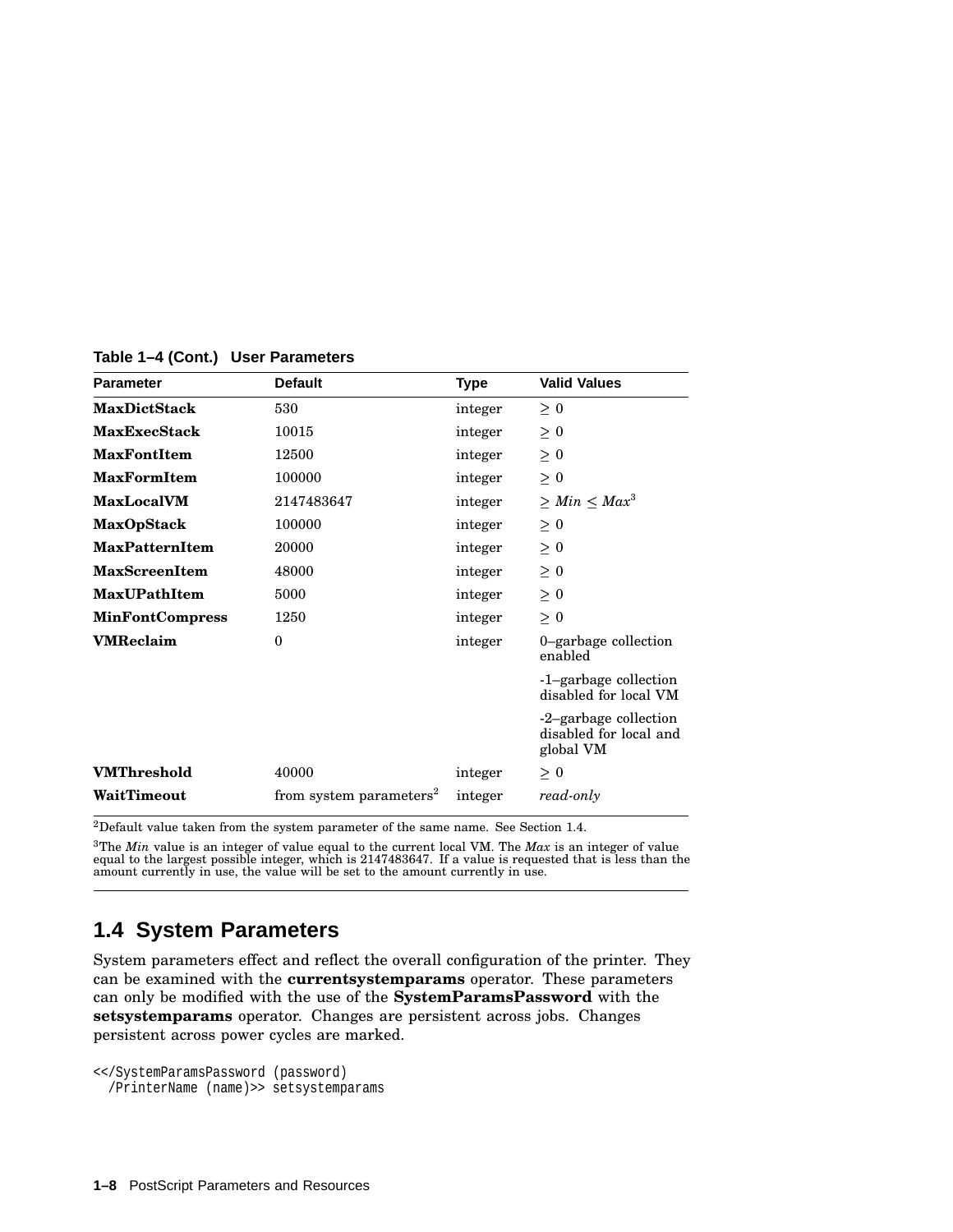**Table 1–4 (Cont.) User Parameters**

| Parameter | Default | Type | Valid Values |
|---|---|---|---|
| **MaxDictStack** | 530 | integer | $\geq 0$ |
| **MaxExecStack** | 10015 | integer | $\geq 0$ |
| **MaxFontItem** | 12500 | integer | $\geq 0$ |
| **MaxFormItem** | 100000 | integer | $\geq 0$ |
| **MaxLocalVM** | 2147483647 | integer | $\geq Min \leq Max$[3] |
| **MaxOpStack** | 100000 | integer | $\geq 0$ |
| **MaxPatternItem** | 20000 | integer | $\geq 0$ |
| **MaxScreenItem** | 48000 | integer | $\geq 0$ |
| **MaxUPathItem** | 5000 | integer | $\geq 0$ |
| **MinFontCompress** | 1250 | integer | $\geq 0$ |
| **VMReclaim** | 0 | integer | 0–garbage collection enabled |
| | | | -1–garbage collection disabled for local VM |
| | | | -2–garbage collection disabled for local and global VM |
| **VMThreshold** | 40000 | integer | $\geq 0$ |
| **WaitTimeout** | from system parameters[2] | integer | *read-only* |

[2]Default value taken from the system parameter of the same name. See Section 1.4.

[3]The *Min* value is an integer of value equal to the current local VM. The *Max* is an integer of value equal to the largest possible integer, which is 2147483647. If a value is requested that is less than the amount currently in use, the value will be set to the amount currently in use.

## 1.4 System Parameters

System parameters effect and reflect the overall configuration of the printer. They can be examined with the **currentsystemparams** operator. These parameters can only be modified with the use of the **SystemParamsPassword** with the **setsystemparams** operator. Changes are persistent across jobs. Changes persistent across power cycles are marked.

```
<</SystemParamsPassword (password)
  /PrinterName (name)>> setsystemparams
```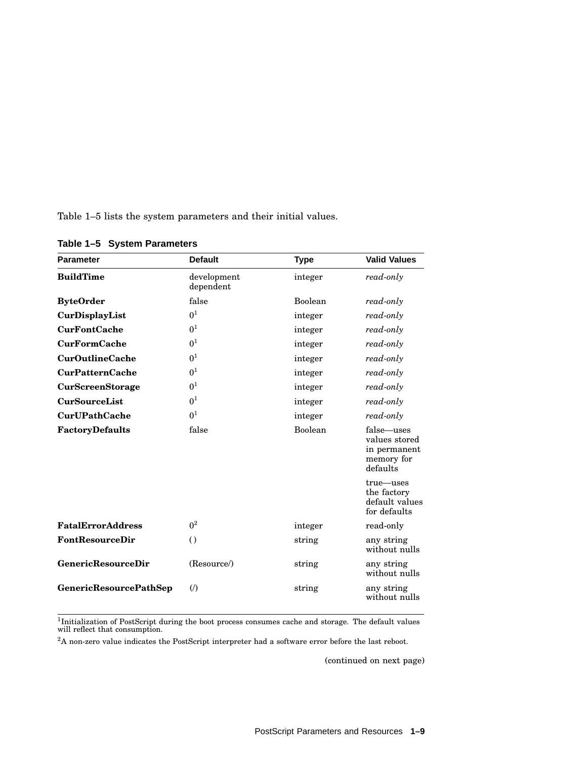Table 1–5 lists the system parameters and their initial values.

**Table 1–5 System Parameters**

| Parameter | Default | Type | Valid Values |
|---|---|---|---|
| **BuildTime** | development dependent | integer | *read-only* |
| **ByteOrder** | false | Boolean | *read-only* |
| **CurDisplayList** | 0[1] | integer | *read-only* |
| **CurFontCache** | 0[1] | integer | *read-only* |
| **CurFormCache** | 0[1] | integer | *read-only* |
| **CurOutlineCache** | 0[1] | integer | *read-only* |
| **CurPatternCache** | 0[1] | integer | *read-only* |
| **CurScreenStorage** | 0[1] | integer | *read-only* |
| **CurSourceList** | 0[1] | integer | *read-only* |
| **CurUPathCache** | 0[1] | integer | *read-only* |
| **FactoryDefaults** | false | Boolean | false—uses values stored in permanent memory for defaults<br><br>true—uses the factory default values for defaults |
| **FatalErrorAddress** | 0[2] | integer | read-only |
| **FontResourceDir** | () | string | any string without nulls |
| **GenericResourceDir** | (Resource/) | string | any string without nulls |
| **GenericResourcePathSep** | (/) | string | any string without nulls |

[1]Initialization of PostScript during the boot process consumes cache and storage. The default values will reflect that consumption.

[2]A non-zero value indicates the PostScript interpreter had a software error before the last reboot.

(continued on next page)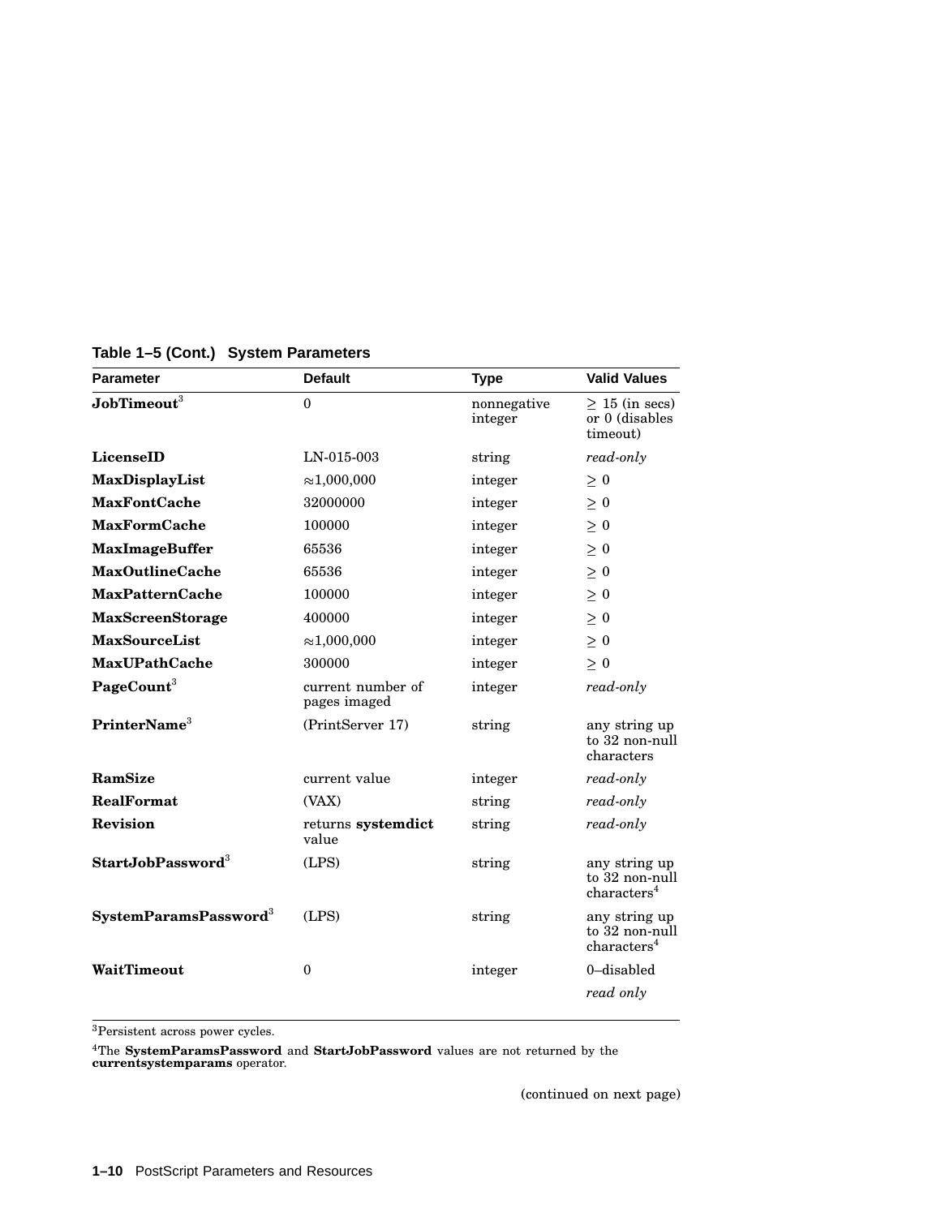**Table 1–5 (Cont.) System Parameters**

| Parameter | Default | Type | Valid Values |
|---|---|---|---|
| **JobTimeout**[3] | 0 | nonnegative integer | $\geq$ 15 (in secs) or 0 (disables timeout) |
| **LicenseID** | LN-015-003 | string | *read-only* |
| **MaxDisplayList** | $\approx$1,000,000 | integer | $\geq$ 0 |
| **MaxFontCache** | 32000000 | integer | $\geq$ 0 |
| **MaxFormCache** | 100000 | integer | $\geq$ 0 |
| **MaxImageBuffer** | 65536 | integer | $\geq$ 0 |
| **MaxOutlineCache** | 65536 | integer | $\geq$ 0 |
| **MaxPatternCache** | 100000 | integer | $\geq$ 0 |
| **MaxScreenStorage** | 400000 | integer | $\geq$ 0 |
| **MaxSourceList** | $\approx$1,000,000 | integer | $\geq$ 0 |
| **MaxUPathCache** | 300000 | integer | $\geq$ 0 |
| **PageCount**[3] | current number of pages imaged | integer | *read-only* |
| **PrinterName**[3] | (PrintServer 17) | string | any string up to 32 non-null characters |
| **RamSize** | current value | integer | *read-only* |
| **RealFormat** | (VAX) | string | *read-only* |
| **Revision** | returns **systemdict** value | string | *read-only* |
| **StartJobPassword**[3] | (LPS) | string | any string up to 32 non-null characters[4] |
| **SystemParamsPassword**[3] | (LPS) | string | any string up to 32 non-null characters[4] |
| **WaitTimeout** | 0 | integer | 0–disabled |
| | | | *read only* |

[3]Persistent across power cycles.

[4]The **SystemParamsPassword** and **StartJobPassword** values are not returned by the **currentsystemparams** operator.

(continued on next page)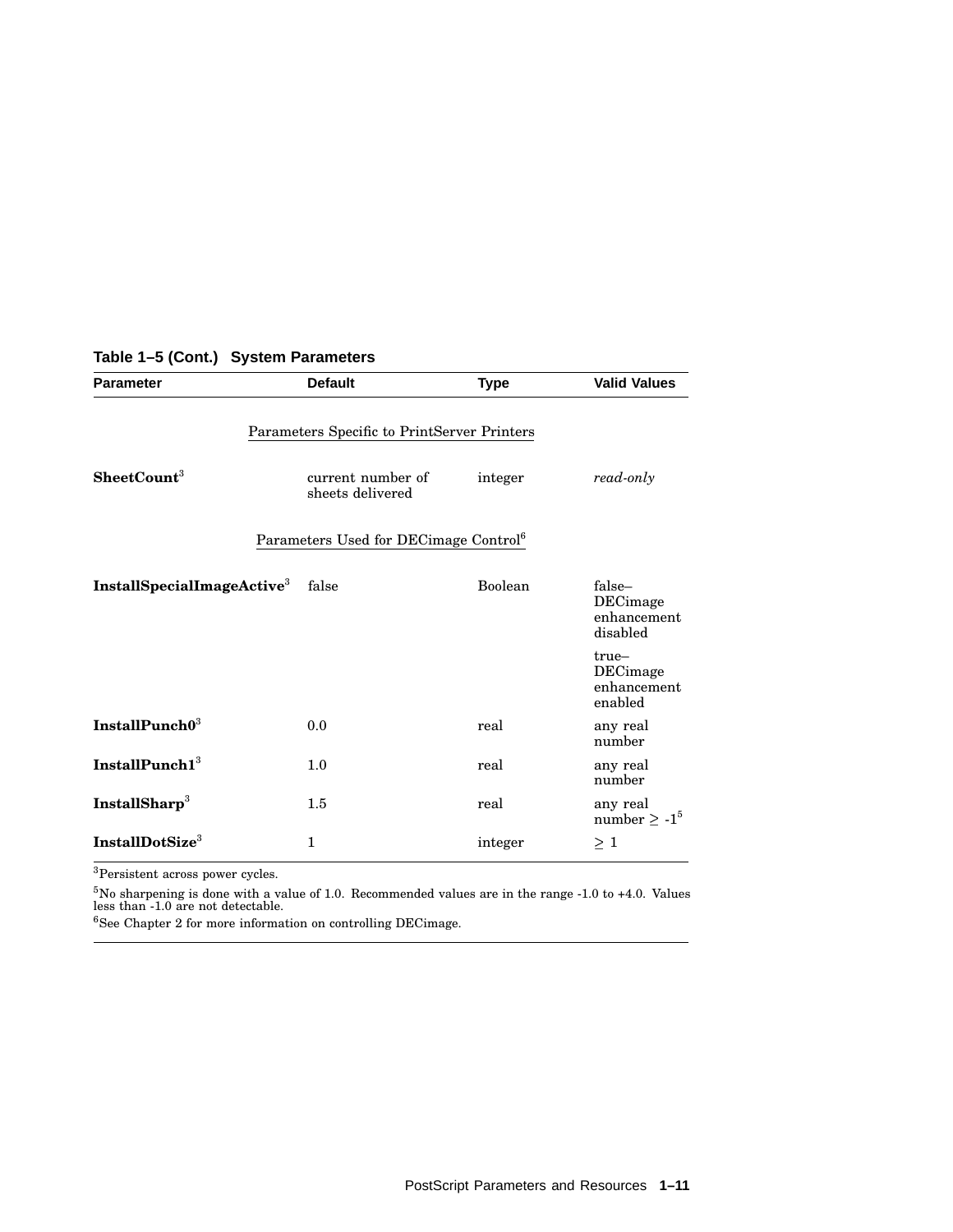**Table 1–5 (Cont.) System Parameters**

| Parameter | Default | Type | Valid Values |
|---|---|---|---|
| | Parameters Specific to PrintServer Printers | | |
| **SheetCount**[3] | current number of sheets delivered | integer | *read-only* |
| | Parameters Used for DECimage Control[6] | | |
| **InstallSpecialImageActive**[3] | false | Boolean | false– DECimage enhancement disabled |
| | | | true– DECimage enhancement enabled |
| **InstallPunch0**[3] | 0.0 | real | any real number |
| **InstallPunch1**[3] | 1.0 | real | any real number |
| **InstallSharp**[3] | 1.5 | real | any real number $\geq$ -1[5] |
| **InstallDotSize**[3] | 1 | integer | $\geq$ 1 |

[3]Persistent across power cycles.

[5]No sharpening is done with a value of 1.0. Recommended values are in the range -1.0 to +4.0. Values less than -1.0 are not detectable.

[6]See Chapter 2 for more information on controlling DECimage.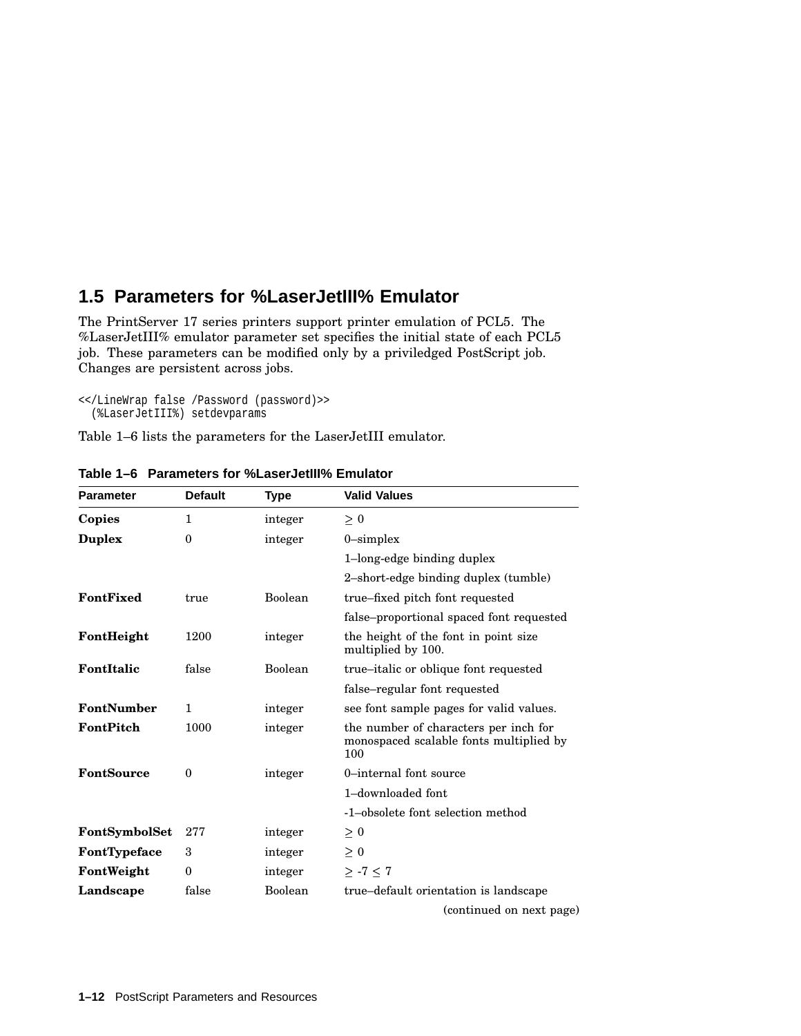## 1.5 Parameters for %LaserJetIII% Emulator

The PrintServer 17 series printers support printer emulation of PCL5. The %LaserJetIII% emulator parameter set specifies the initial state of each PCL5 job. These parameters can be modified only by a priviledged PostScript job. Changes are persistent across jobs.

```
<</LineWrap false /Password (password)>>
  (%LaserJetIII%) setdevparams
```

Table 1–6 lists the parameters for the LaserJetIII emulator.

**Table 1–6 Parameters for %LaserJetIII% Emulator**

| Parameter | Default | Type | Valid Values |
|---|---|---|---|
| **Copies** | 1 | integer | $\geq 0$ |
| **Duplex** | 0 | integer | 0–simplex |
| | | | 1–long-edge binding duplex |
| | | | 2–short-edge binding duplex (tumble) |
| **FontFixed** | true | Boolean | true–fixed pitch font requested |
| | | | false–proportional spaced font requested |
| **FontHeight** | 1200 | integer | the height of the font in point size multiplied by 100. |
| **FontItalic** | false | Boolean | true–italic or oblique font requested |
| | | | false–regular font requested |
| **FontNumber** | 1 | integer | see font sample pages for valid values. |
| **FontPitch** | 1000 | integer | the number of characters per inch for monospaced scalable fonts multiplied by 100 |
| **FontSource** | 0 | integer | 0–internal font source |
| | | | 1–downloaded font |
| | | | -1–obsolete font selection method |
| **FontSymbolSet** | 277 | integer | $\geq 0$ |
| **FontTypeface** | 3 | integer | $\geq 0$ |
| **FontWeight** | 0 | integer | $\geq -7 \leq 7$ |
| **Landscape** | false | Boolean | true–default orientation is landscape |

(continued on next page)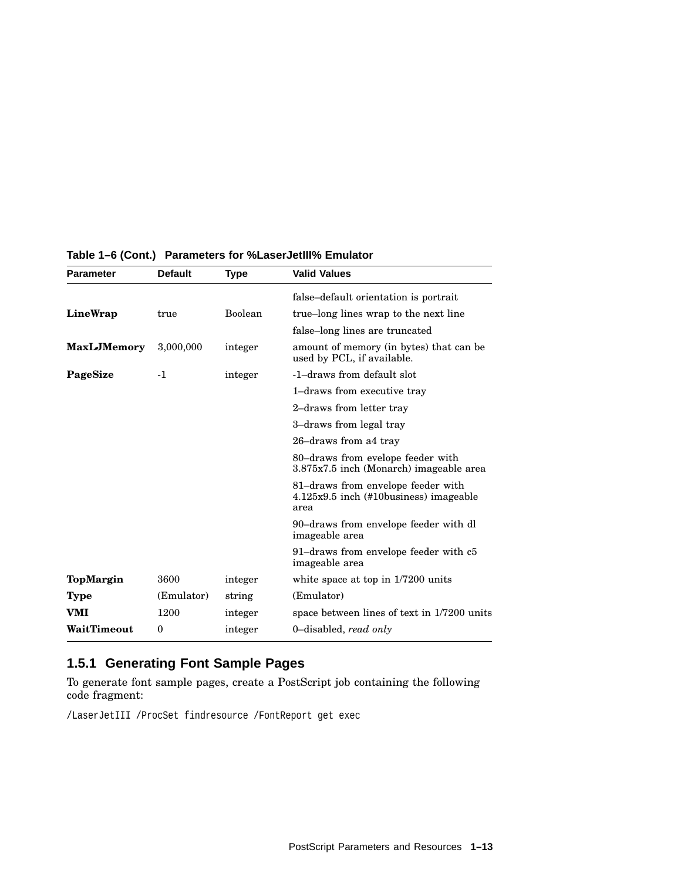**Table 1–6 (Cont.) Parameters for %LaserJetIII% Emulator**

| Parameter | Default | Type | Valid Values |
|---|---|---|---|
| | | | false–default orientation is portrait |
| **LineWrap** | true | Boolean | true–long lines wrap to the next line |
| | | | false–long lines are truncated |
| **MaxLJMemory** | 3,000,000 | integer | amount of memory (in bytes) that can be used by PCL, if available. |
| **PageSize** | -1 | integer | -1–draws from default slot |
| | | | 1–draws from executive tray |
| | | | 2–draws from letter tray |
| | | | 3–draws from legal tray |
| | | | 26–draws from a4 tray |
| | | | 80–draws from evelope feeder with 3.875x7.5 inch (Monarch) imageable area |
| | | | 81–draws from envelope feeder with 4.125x9.5 inch (#10business) imageable area |
| | | | 90–draws from envelope feeder with dl imageable area |
| | | | 91–draws from envelope feeder with c5 imageable area |
| **TopMargin** | 3600 | integer | white space at top in 1/7200 units |
| **Type** | (Emulator) | string | (Emulator) |
| **VMI** | 1200 | integer | space between lines of text in 1/7200 units |
| **WaitTimeout** | 0 | integer | 0–disabled, *read only* |

### 1.5.1 Generating Font Sample Pages

To generate font sample pages, create a PostScript job containing the following code fragment:

```
/LaserJetIII /ProcSet findresource /FontReport get exec
```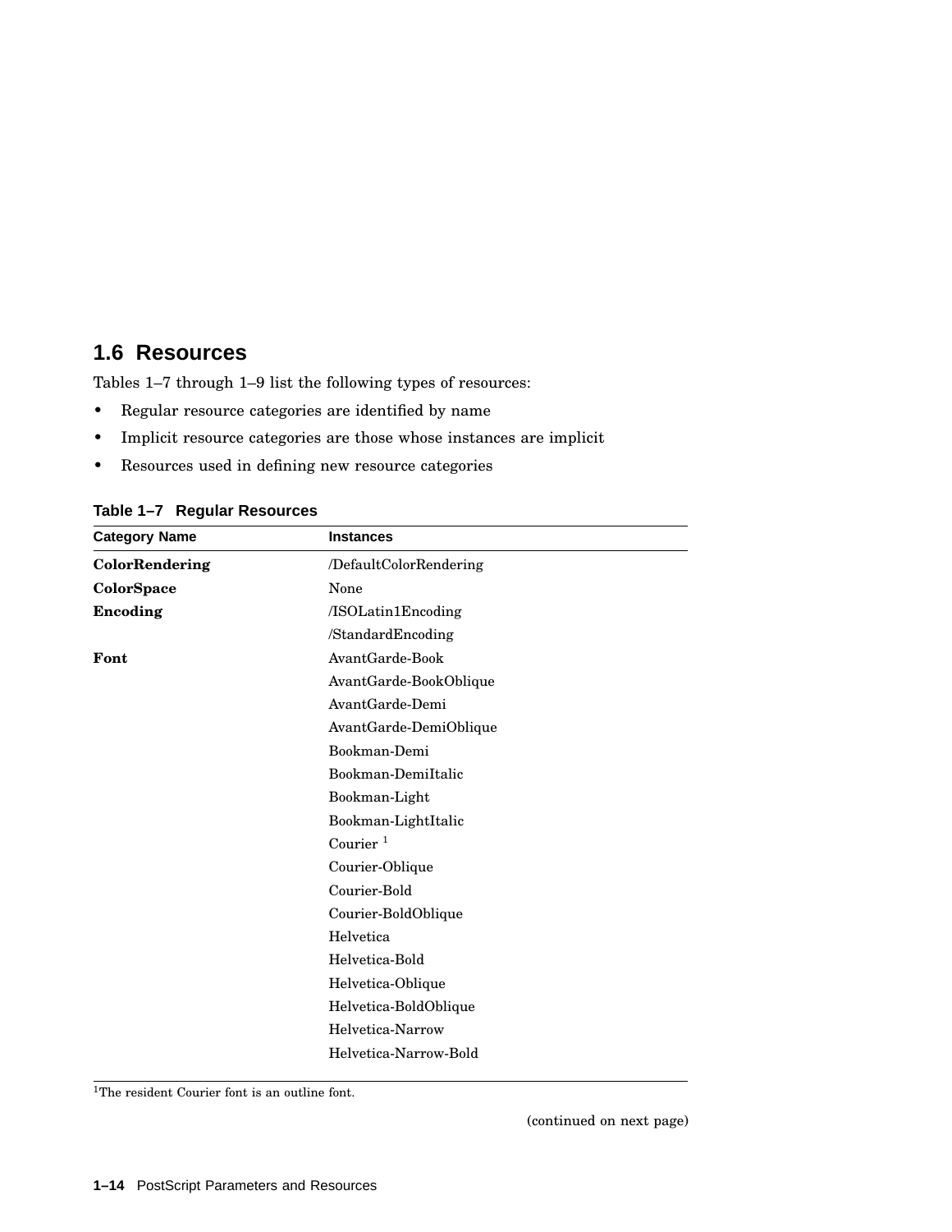## 1.6 Resources

Tables 1–7 through 1–9 list the following types of resources:

- Regular resource categories are identified by name
- Implicit resource categories are those whose instances are implicit
- Resources used in defining new resource categories

**Table 1–7 Regular Resources**

| Category Name | Instances |
|---|---|
| **ColorRendering** | /DefaultColorRendering |
| **ColorSpace** | None |
| **Encoding** | /ISOLatin1Encoding |
| | /StandardEncoding |
| **Font** | AvantGarde-Book |
| | AvantGarde-BookOblique |
| | AvantGarde-Demi |
| | AvantGarde-DemiOblique |
| | Bookman-Demi |
| | Bookman-DemiItalic |
| | Bookman-Light |
| | Bookman-LightItalic |
| | Courier [1] |
| | Courier-Oblique |
| | Courier-Bold |
| | Courier-BoldOblique |
| | Helvetica |
| | Helvetica-Bold |
| | Helvetica-Oblique |
| | Helvetica-BoldOblique |
| | Helvetica-Narrow |
| | Helvetica-Narrow-Bold |

[1]The resident Courier font is an outline font.

(continued on next page)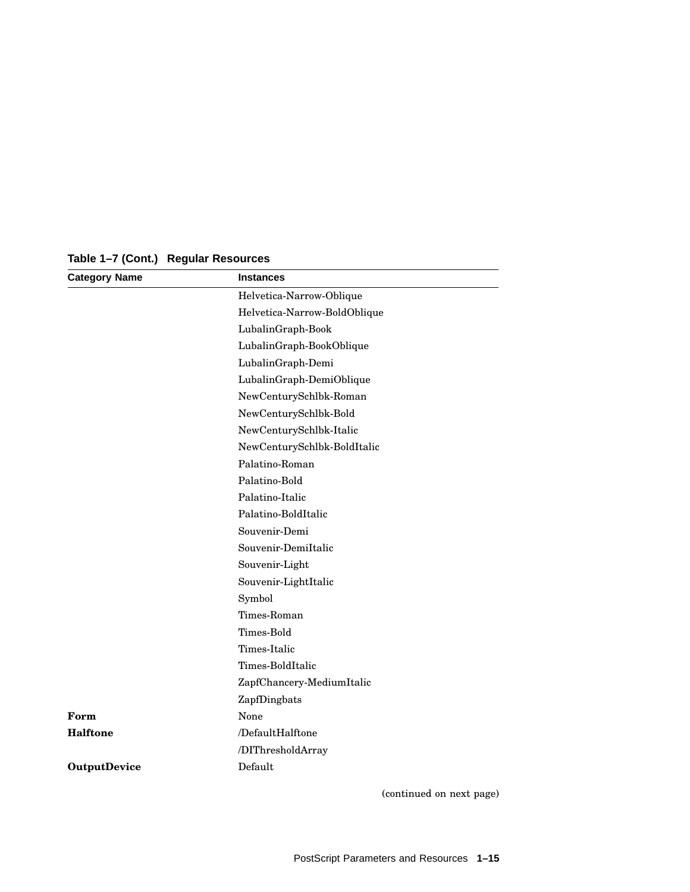**Table 1–7 (Cont.) Regular Resources**

| Category Name | Instances |
|---|---|
| | Helvetica-Narrow-Oblique |
| | Helvetica-Narrow-BoldOblique |
| | LubalinGraph-Book |
| | LubalinGraph-BookOblique |
| | LubalinGraph-Demi |
| | LubalinGraph-DemiOblique |
| | NewCenturySchlbk-Roman |
| | NewCenturySchlbk-Bold |
| | NewCenturySchlbk-Italic |
| | NewCenturySchlbk-BoldItalic |
| | Palatino-Roman |
| | Palatino-Bold |
| | Palatino-Italic |
| | Palatino-BoldItalic |
| | Souvenir-Demi |
| | Souvenir-DemiItalic |
| | Souvenir-Light |
| | Souvenir-LightItalic |
| | Symbol |
| | Times-Roman |
| | Times-Bold |
| | Times-Italic |
| | Times-BoldItalic |
| | ZapfChancery-MediumItalic |
| | ZapfDingbats |
| **Form** | None |
| **Halftone** | /DefaultHalftone |
| | /DIThresholdArray |
| **OutputDevice** | Default |

(continued on next page)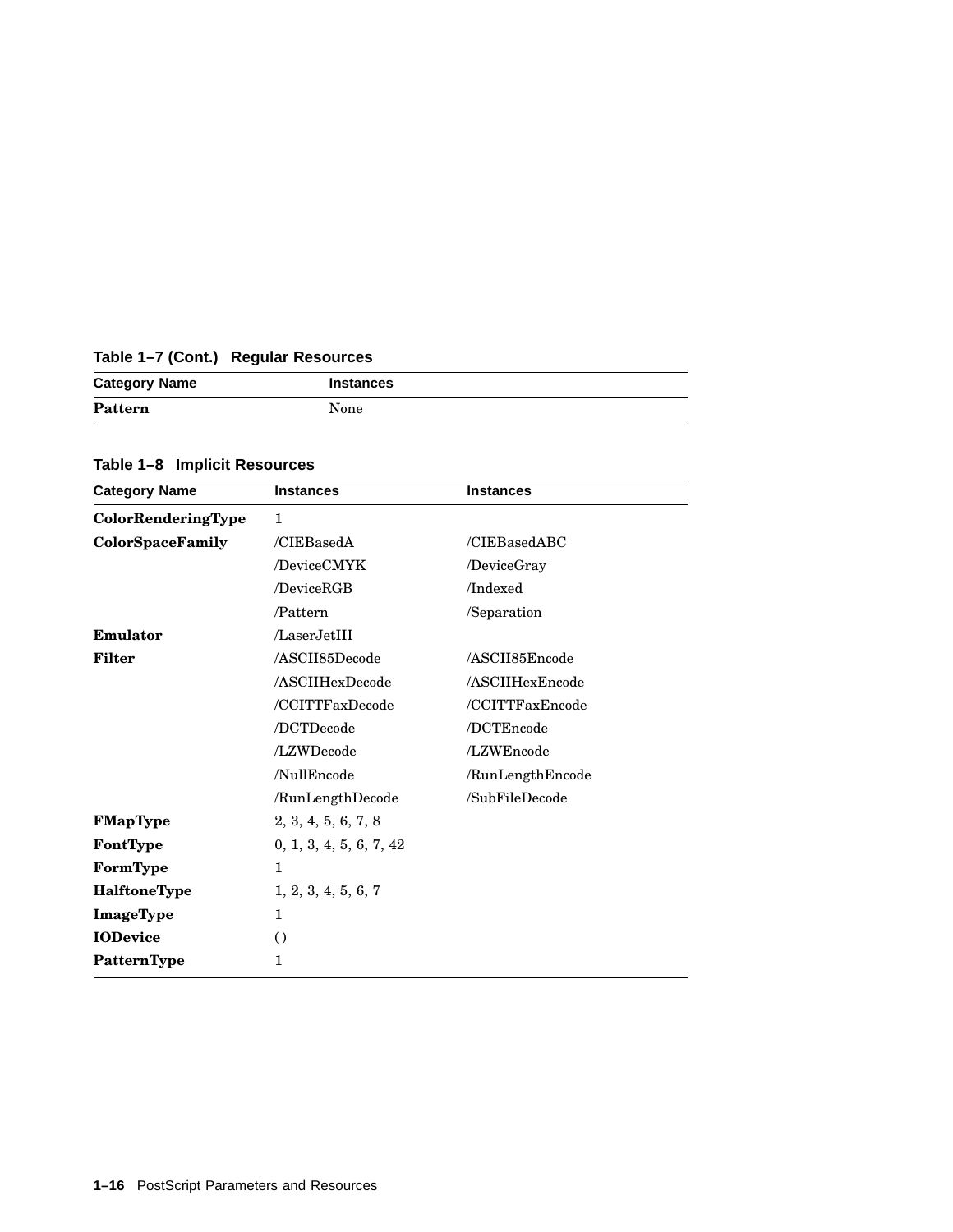**Table 1–7 (Cont.) Regular Resources**

| Category Name | Instances |
|---|---|
| **Pattern** | None |

**Table 1–8 Implicit Resources**

| Category Name | Instances | Instances |
|---|---|---|
| **ColorRenderingType** | 1 | |
| **ColorSpaceFamily** | /CIEBasedA | /CIEBasedABC |
| | /DeviceCMYK | /DeviceGray |
| | /DeviceRGB | /Indexed |
| | /Pattern | /Separation |
| **Emulator** | /LaserJetIII | |
| **Filter** | /ASCII85Decode | /ASCII85Encode |
| | /ASCIIHexDecode | /ASCIIHexEncode |
| | /CCITTFaxDecode | /CCITTFaxEncode |
| | /DCTDecode | /DCTEncode |
| | /LZWDecode | /LZWEncode |
| | /NullEncode | /RunLengthEncode |
| | /RunLengthDecode | /SubFileDecode |
| **FMapType** | 2, 3, 4, 5, 6, 7, 8 | |
| **FontType** | 0, 1, 3, 4, 5, 6, 7, 42 | |
| **FormType** | 1 | |
| **HalftoneType** | 1, 2, 3, 4, 5, 6, 7 | |
| **ImageType** | 1 | |
| **IODevice** | ( ) | |
| **PatternType** | 1 | |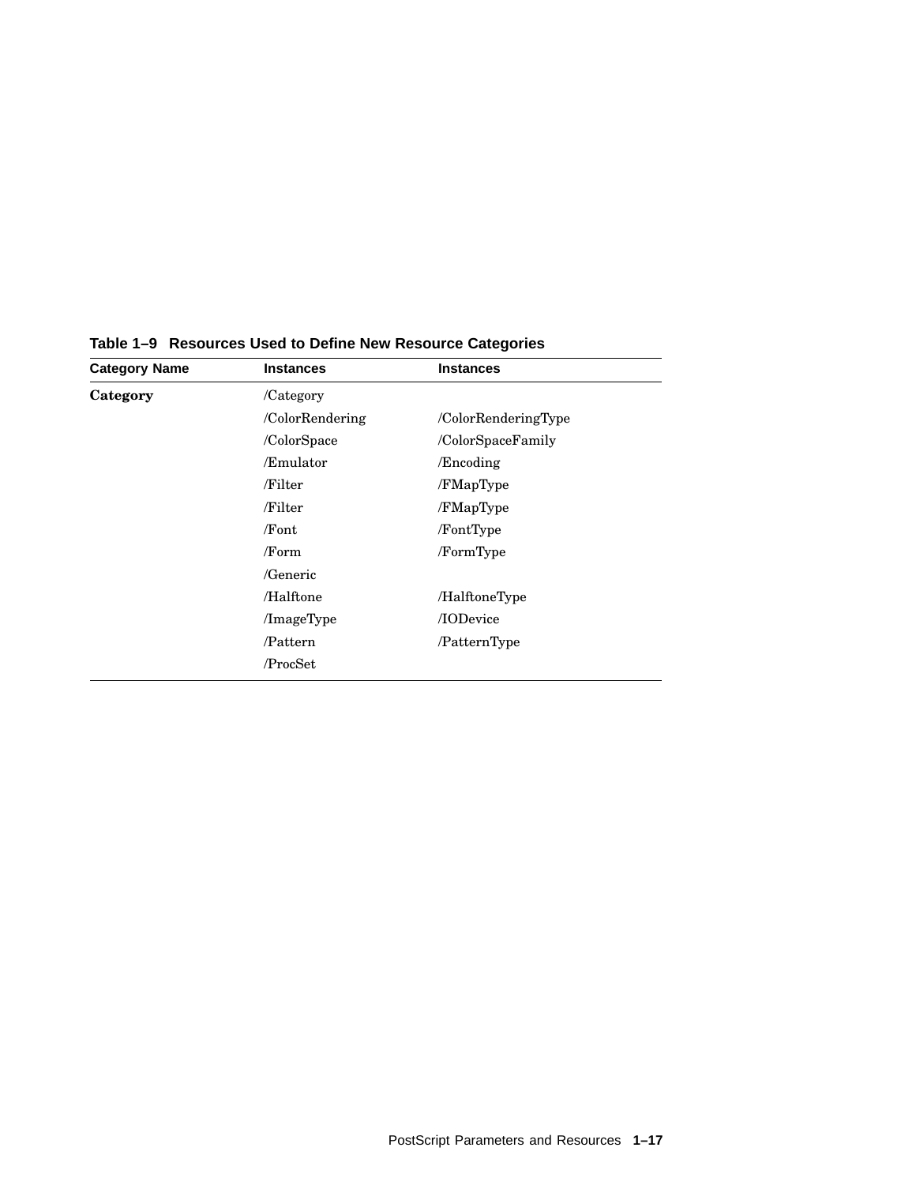**Table 1–9 Resources Used to Define New Resource Categories**

| Category Name | Instances | Instances |
|---|---|---|
| **Category** | /Category | |
| | /ColorRendering | /ColorRenderingType |
| | /ColorSpace | /ColorSpaceFamily |
| | /Emulator | /Encoding |
| | /Filter | /FMapType |
| | /Filter | /FMapType |
| | /Font | /FontType |
| | /Form | /FormType |
| | /Generic | |
| | /Halftone | /HalftoneType |
| | /ImageType | /IODevice |
| | /Pattern | /PatternType |
| | /ProcSet | |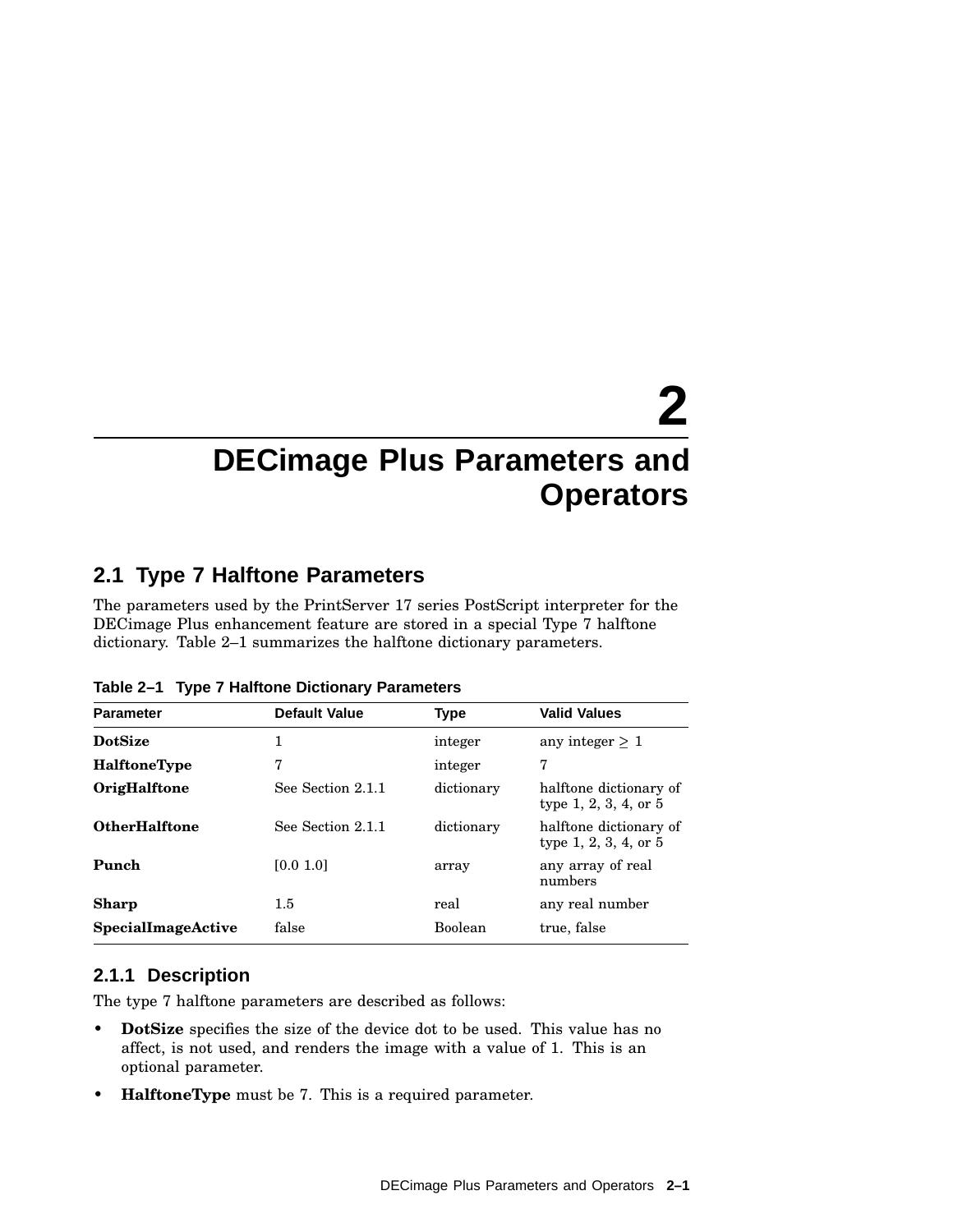# 2 DECimage Plus Parameters and Operators

## 2.1 Type 7 Halftone Parameters

The parameters used by the PrintServer 17 series PostScript interpreter for the DECimage Plus enhancement feature are stored in a special Type 7 halftone dictionary. Table 2–1 summarizes the halftone dictionary parameters.

**Table 2–1 Type 7 Halftone Dictionary Parameters**

| Parameter | Default Value | Type | Valid Values |
|---|---|---|---|
| **DotSize** | 1 | integer | any integer $\geq$ 1 |
| **HalftoneType** | 7 | integer | 7 |
| **OrigHalftone** | See Section 2.1.1 | dictionary | halftone dictionary of type 1, 2, 3, 4, or 5 |
| **OtherHalftone** | See Section 2.1.1 | dictionary | halftone dictionary of type 1, 2, 3, 4, or 5 |
| **Punch** | [0.0 1.0] | array | any array of real numbers |
| **Sharp** | 1.5 | real | any real number |
| **SpecialImageActive** | false | Boolean | true, false |

### 2.1.1 Description

The type 7 halftone parameters are described as follows:

- **DotSize** specifies the size of the device dot to be used. This value has no affect, is not used, and renders the image with a value of 1. This is an optional parameter.
- **HalftoneType** must be 7. This is a required parameter.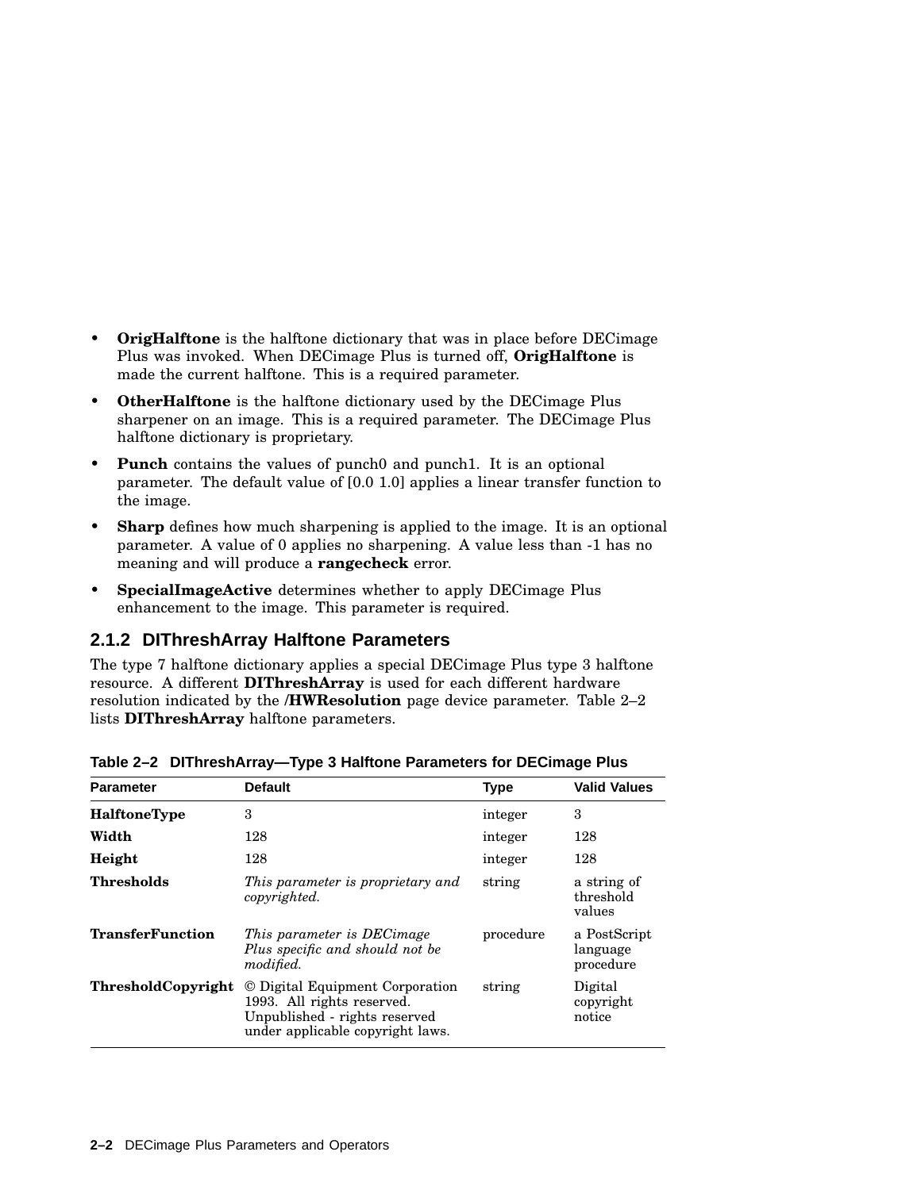- **OrigHalftone** is the halftone dictionary that was in place before DECimage Plus was invoked. When DECimage Plus is turned off, **OrigHalftone** is made the current halftone. This is a required parameter.
- **OtherHalftone** is the halftone dictionary used by the DECimage Plus sharpener on an image. This is a required parameter. The DECimage Plus halftone dictionary is proprietary.
- **Punch** contains the values of punch0 and punch1. It is an optional parameter. The default value of [0.0 1.0] applies a linear transfer function to the image.
- **Sharp** defines how much sharpening is applied to the image. It is an optional parameter. A value of 0 applies no sharpening. A value less than -1 has no meaning and will produce a **rangecheck** error.
- **SpecialImageActive** determines whether to apply DECimage Plus enhancement to the image. This parameter is required.

### 2.1.2 DIThreshArray Halftone Parameters

The type 7 halftone dictionary applies a special DECimage Plus type 3 halftone resource. A different **DIThreshArray** is used for each different hardware resolution indicated by the **/HWResolution** page device parameter. Table 2–2 lists **DIThreshArray** halftone parameters.

**Table 2–2 DIThreshArray—Type 3 Halftone Parameters for DECimage Plus**

| Parameter | Default | Type | Valid Values |
|---|---|---|---|
| **HalftoneType** | 3 | integer | 3 |
| **Width** | 128 | integer | 128 |
| **Height** | 128 | integer | 128 |
| **Thresholds** | *This parameter is proprietary and copyrighted.* | string | a string of threshold values |
| **TransferFunction** | *This parameter is DECimage Plus specific and should not be modified.* | procedure | a PostScript language procedure |
| **ThresholdCopyright** | © Digital Equipment Corporation 1993. All rights reserved. Unpublished - rights reserved under applicable copyright laws. | string | Digital copyright notice |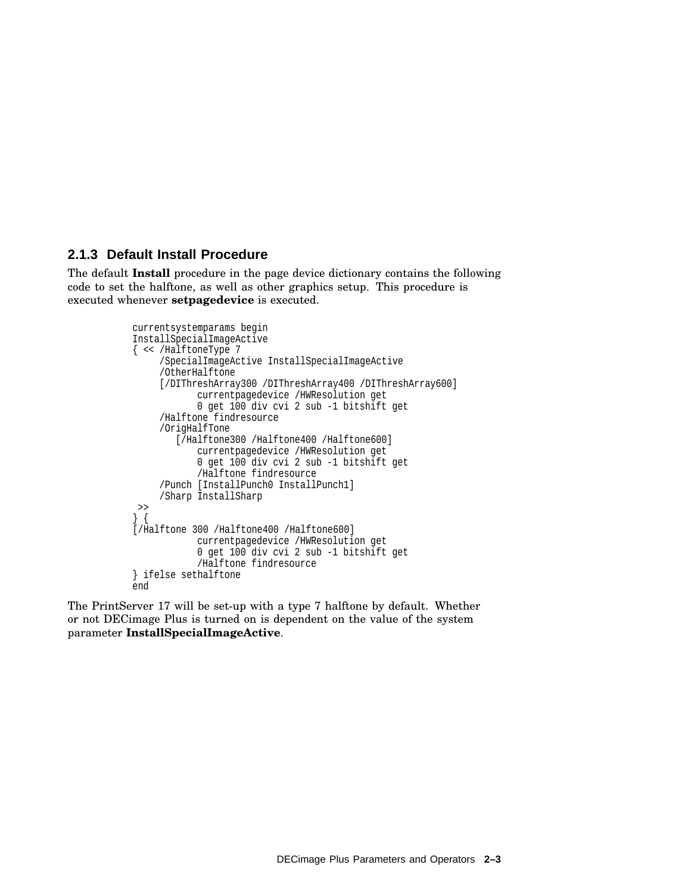### 2.1.3 Default Install Procedure

The default **Install** procedure in the page device dictionary contains the following code to set the halftone, as well as other graphics setup. This procedure is executed whenever **setpagedevice** is executed.

```
currentsystemparams begin
InstallSpecialImageActive
{ << /HalftoneType 7
     /SpecialImageActive InstallSpecialImageActive
     /OtherHalftone
     [/DIThreshArray300 /DIThreshArray400 /DIThreshArray600]
            currentpagedevice /HWResolution get
            0 get 100 div cvi 2 sub -1 bitshift get
     /Halftone findresource
     /OrigHalfTone
        [/Halftone300 /Halftone400 /Halftone600]
            currentpagedevice /HWResolution get
            0 get 100 div cvi 2 sub -1 bitshift get
            /Halftone findresource
     /Punch [InstallPunch0 InstallPunch1]
     /Sharp InstallSharp
 >>
} {
[/Halftone 300 /Halftone400 /Halftone600]
            currentpagedevice /HWResolution get
            0 get 100 div cvi 2 sub -1 bitshift get
            /Halftone findresource
} ifelse sethalftone
end
```

The PrintServer 17 will be set-up with a type 7 halftone by default. Whether or not DECimage Plus is turned on is dependent on the value of the system parameter **InstallSpecialImageActive**.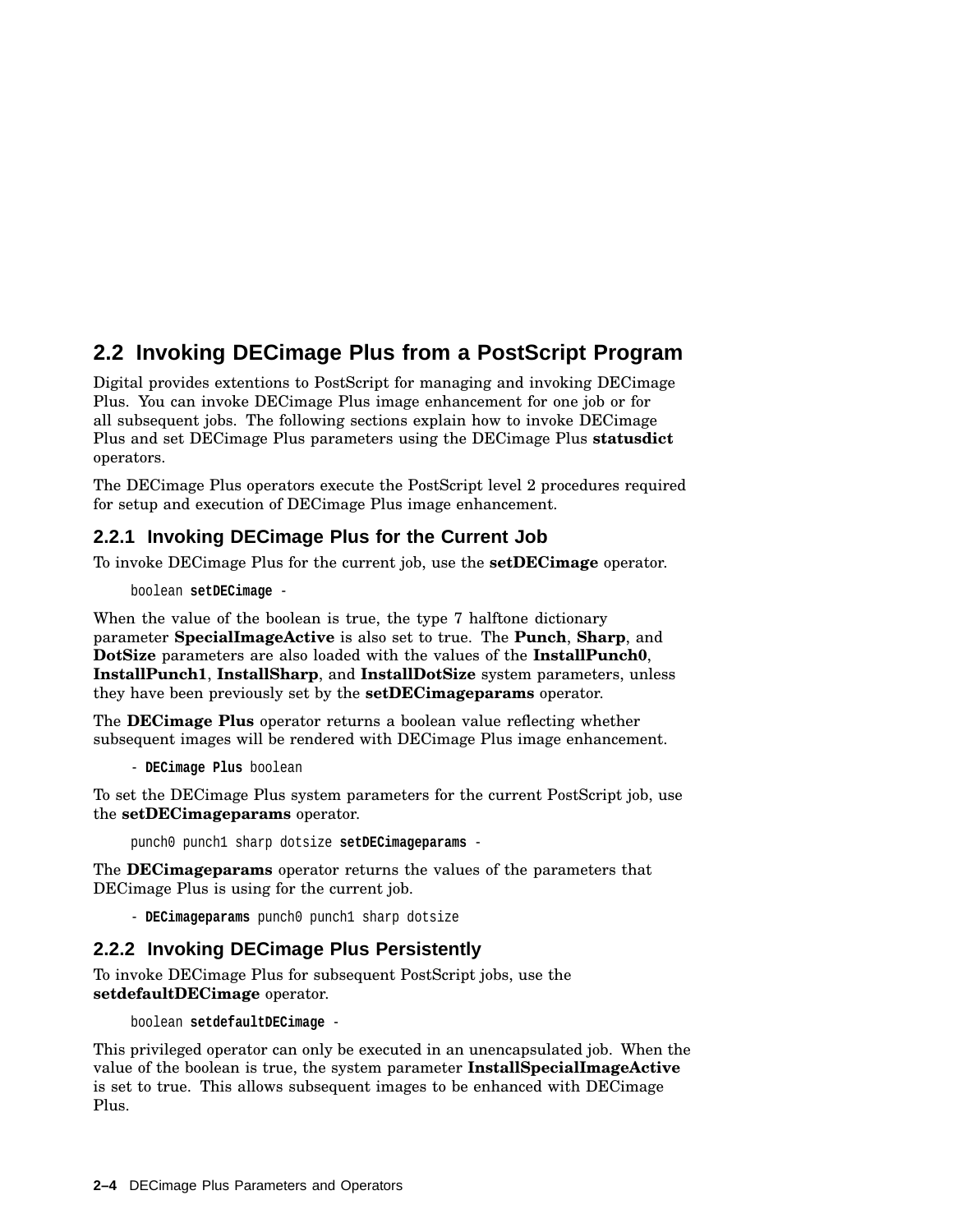## 2.2 Invoking DECimage Plus from a PostScript Program

Digital provides extentions to PostScript for managing and invoking DECimage Plus. You can invoke DECimage Plus image enhancement for one job or for all subsequent jobs. The following sections explain how to invoke DECimage Plus and set DECimage Plus parameters using the DECimage Plus **statusdict** operators.

The DECimage Plus operators execute the PostScript level 2 procedures required for setup and execution of DECimage Plus image enhancement.

### 2.2.1 Invoking DECimage Plus for the Current Job

To invoke DECimage Plus for the current job, use the **setDECimage** operator.

```
boolean setDECimage -
```

When the value of the boolean is true, the type 7 halftone dictionary parameter **SpecialImageActive** is also set to true. The **Punch**, **Sharp**, and **DotSize** parameters are also loaded with the values of the **InstallPunch0**, **InstallPunch1**, **InstallSharp**, and **InstallDotSize** system parameters, unless they have been previously set by the **setDECimageparams** operator.

The **DECimage Plus** operator returns a boolean value reflecting whether subsequent images will be rendered with DECimage Plus image enhancement.

```
- DECimage Plus boolean
```

To set the DECimage Plus system parameters for the current PostScript job, use the **setDECimageparams** operator.

```
punch0 punch1 sharp dotsize setDECimageparams -
```

The **DECimageparams** operator returns the values of the parameters that DECimage Plus is using for the current job.

```
- DECimageparams punch0 punch1 sharp dotsize
```

### 2.2.2 Invoking DECimage Plus Persistently

To invoke DECimage Plus for subsequent PostScript jobs, use the **setdefaultDECimage** operator.

```
boolean setdefaultDECimage -
```

This privileged operator can only be executed in an unencapsulated job. When the value of the boolean is true, the system parameter **InstallSpecialImageActive** is set to true. This allows subsequent images to be enhanced with DECimage Plus.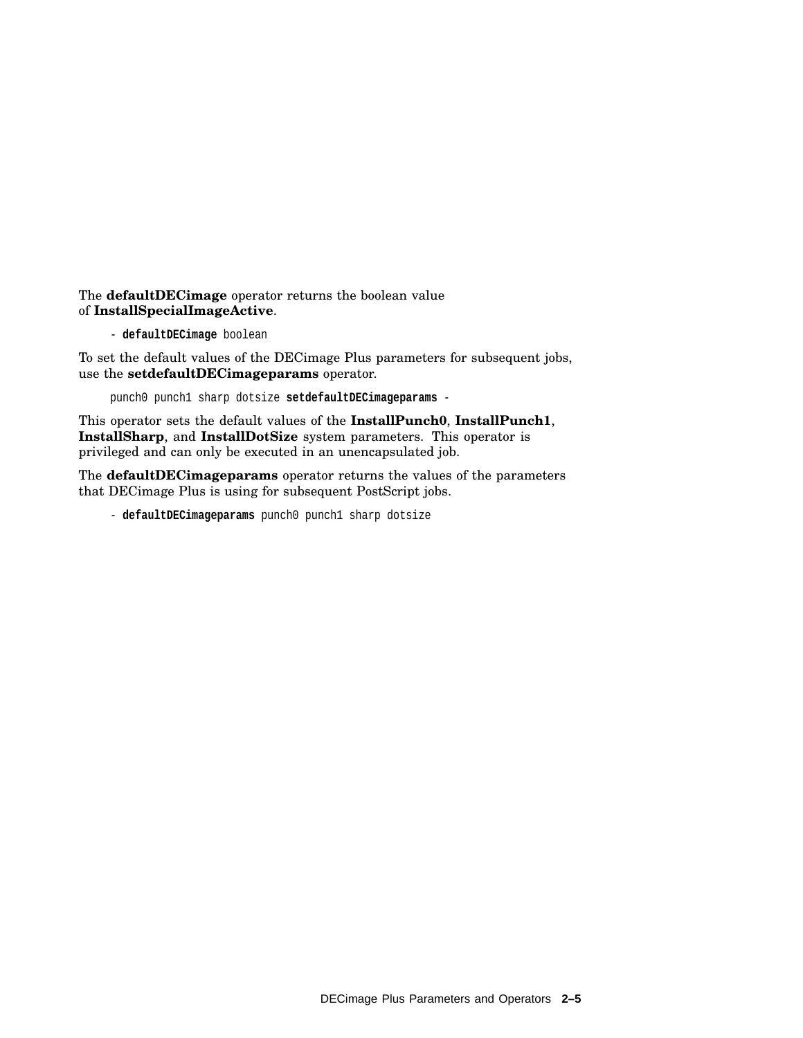The **defaultDECimage** operator returns the boolean value of **InstallSpecialImageActive**.

```
- defaultDECimage boolean
```

To set the default values of the DECimage Plus parameters for subsequent jobs, use the **setdefaultDECimageparams** operator.

```
punch0 punch1 sharp dotsize setdefaultDECimageparams -
```

This operator sets the default values of the **InstallPunch0**, **InstallPunch1**, **InstallSharp**, and **InstallDotSize** system parameters. This operator is privileged and can only be executed in an unencapsulated job.

The **defaultDECimageparams** operator returns the values of the parameters that DECimage Plus is using for subsequent PostScript jobs.

```
- defaultDECimageparams punch0 punch1 sharp dotsize
```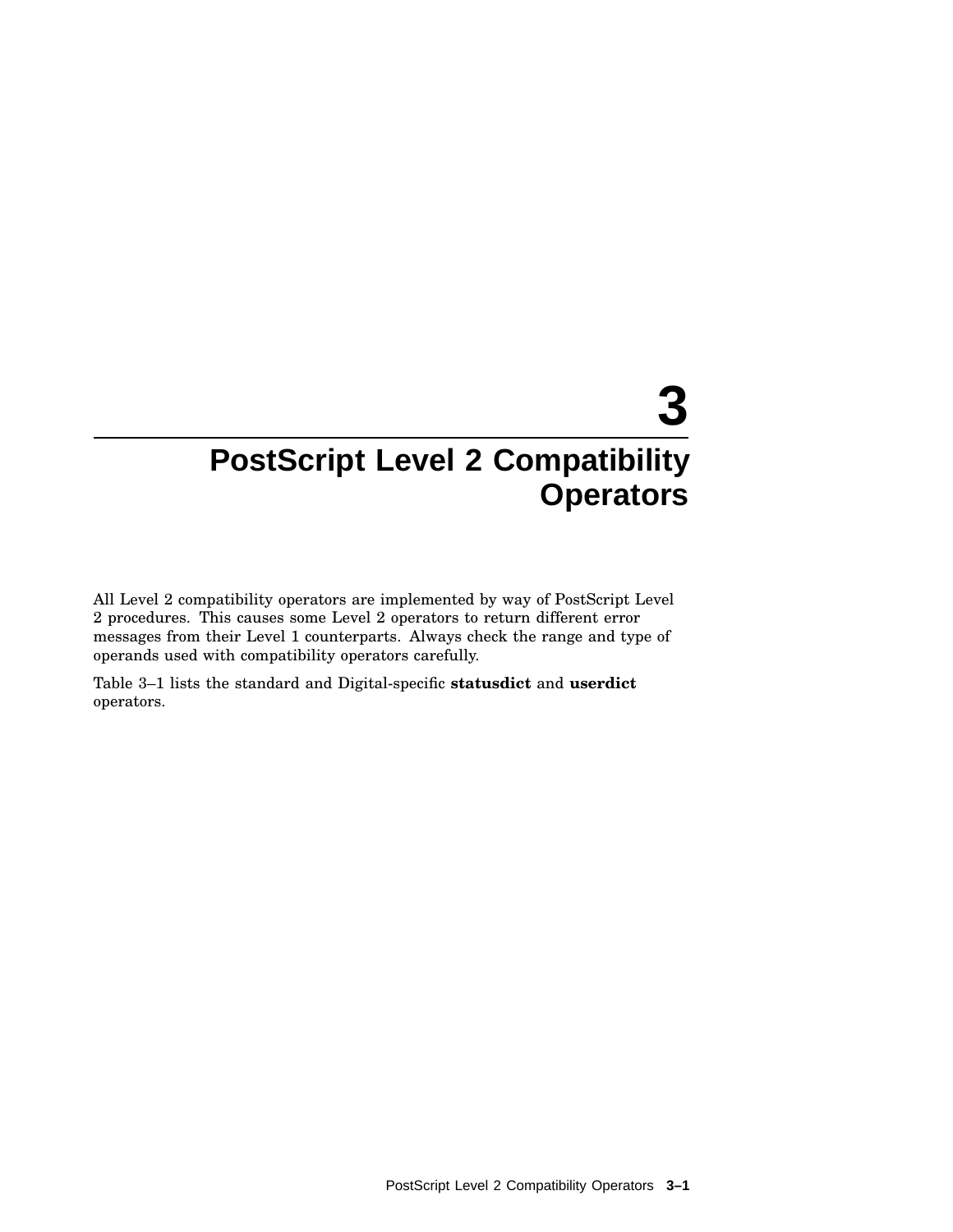# 3 PostScript Level 2 Compatibility Operators

All Level 2 compatibility operators are implemented by way of PostScript Level 2 procedures. This causes some Level 2 operators to return different error messages from their Level 1 counterparts. Always check the range and type of operands used with compatibility operators carefully.

Table 3–1 lists the standard and Digital-specific **statusdict** and **userdict** operators.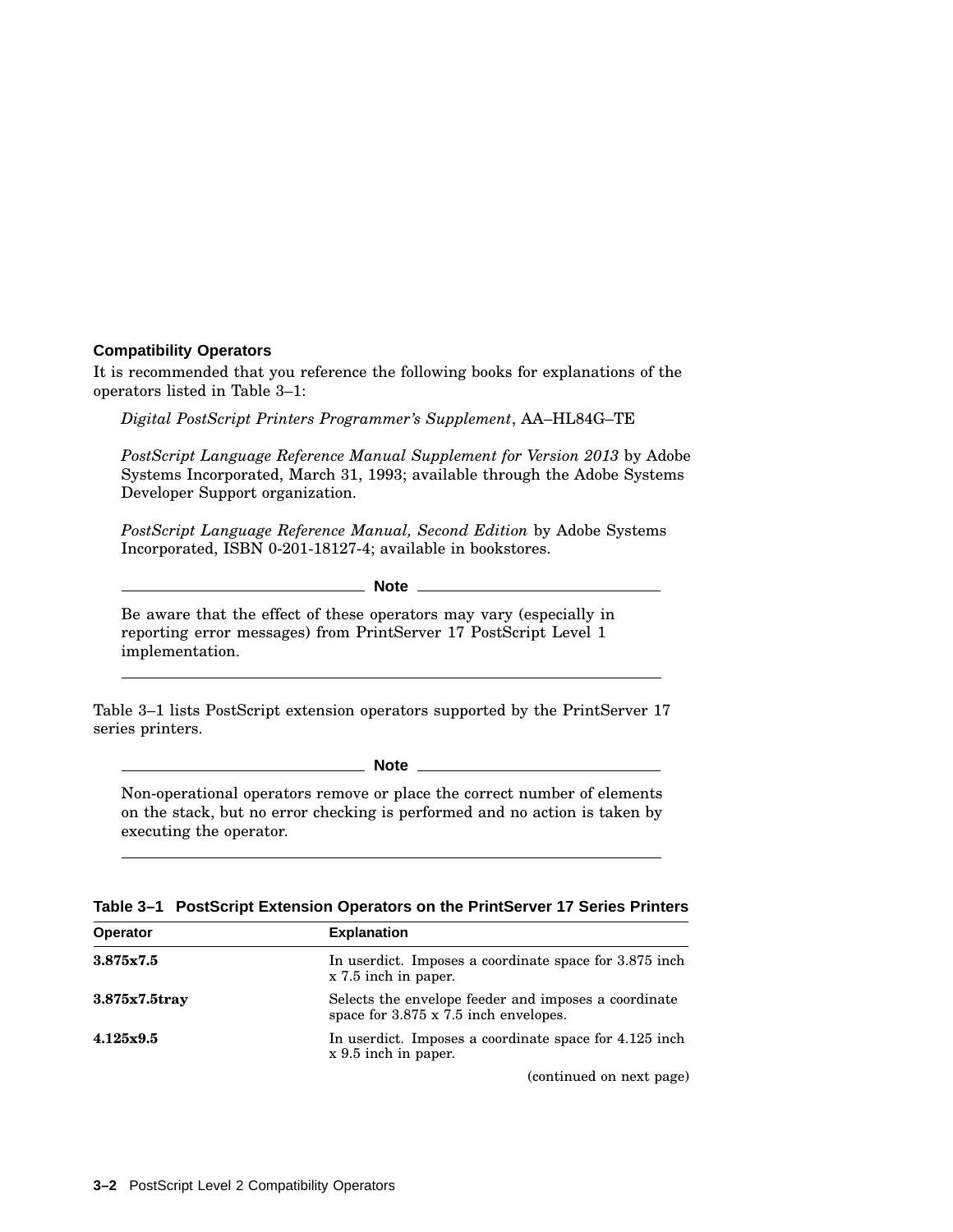### Compatibility Operators

It is recommended that you reference the following books for explanations of the operators listed in Table 3–1:

*Digital PostScript Printers Programmer's Supplement*, AA–HL84G–TE

*PostScript Language Reference Manual Supplement for Version 2013* by Adobe Systems Incorporated, March 31, 1993; available through the Adobe Systems Developer Support organization.

*PostScript Language Reference Manual, Second Edition* by Adobe Systems Incorporated, ISBN 0-201-18127-4; available in bookstores.

**Note**

Be aware that the effect of these operators may vary (especially in reporting error messages) from PrintServer 17 PostScript Level 1 implementation.

Table 3–1 lists PostScript extension operators supported by the PrintServer 17 series printers.

**Note**

Non-operational operators remove or place the correct number of elements on the stack, but no error checking is performed and no action is taken by executing the operator.

**Table 3–1 PostScript Extension Operators on the PrintServer 17 Series Printers**

| Operator | Explanation |
|---|---|
| **3.875x7.5** | In userdict. Imposes a coordinate space for 3.875 inch x 7.5 inch in paper. |
| **3.875x7.5tray** | Selects the envelope feeder and imposes a coordinate space for 3.875 x 7.5 inch envelopes. |
| **4.125x9.5** | In userdict. Imposes a coordinate space for 4.125 inch x 9.5 inch in paper. |

(continued on next page)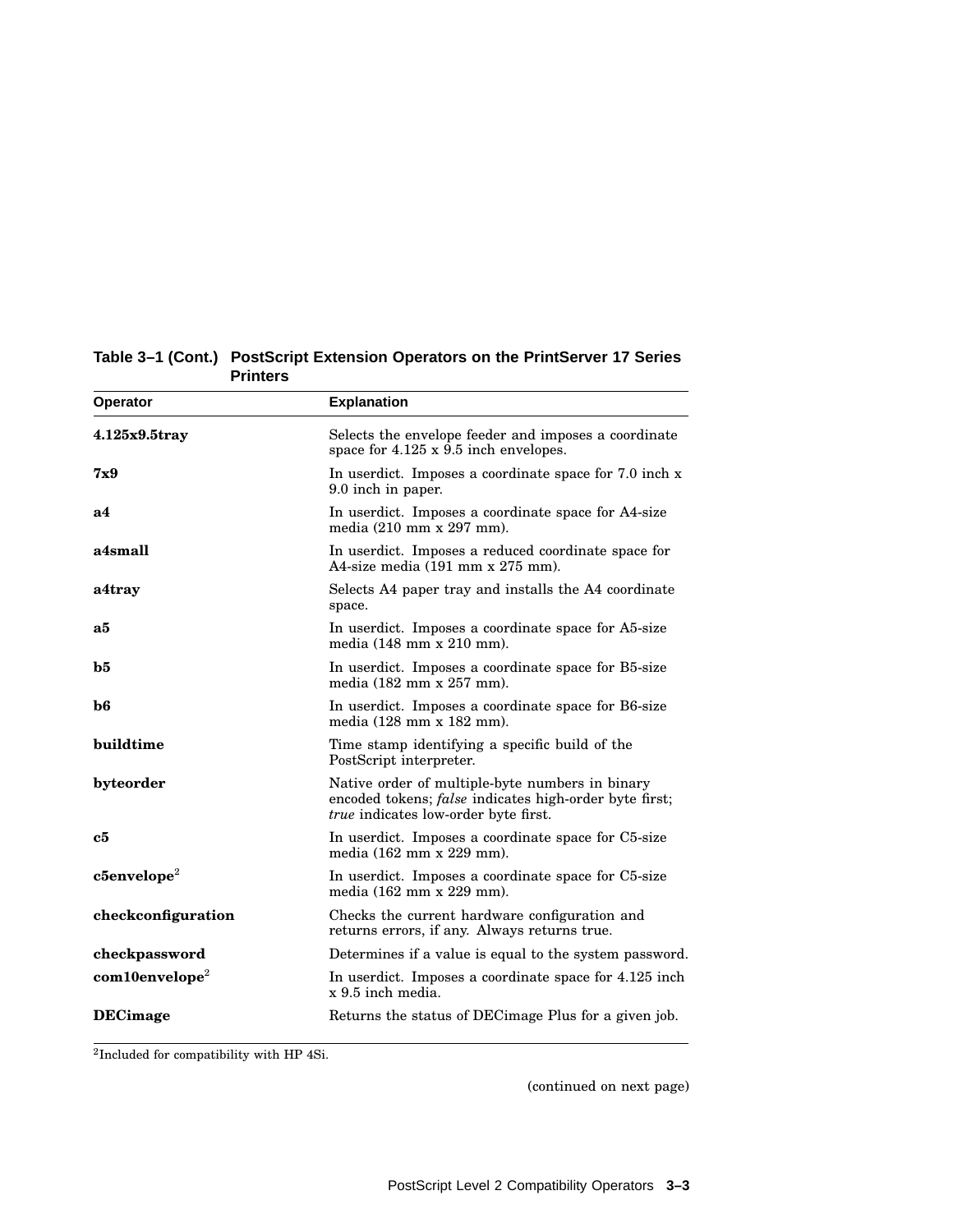**Table 3–1 (Cont.) PostScript Extension Operators on the PrintServer 17 Series Printers**

| Operator | Explanation |
|---|---|
| **4.125x9.5tray** | Selects the envelope feeder and imposes a coordinate space for 4.125 x 9.5 inch envelopes. |
| **7x9** | In userdict. Imposes a coordinate space for 7.0 inch x 9.0 inch in paper. |
| **a4** | In userdict. Imposes a coordinate space for A4-size media (210 mm x 297 mm). |
| **a4small** | In userdict. Imposes a reduced coordinate space for A4-size media (191 mm x 275 mm). |
| **a4tray** | Selects A4 paper tray and installs the A4 coordinate space. |
| **a5** | In userdict. Imposes a coordinate space for A5-size media (148 mm x 210 mm). |
| **b5** | In userdict. Imposes a coordinate space for B5-size media (182 mm x 257 mm). |
| **b6** | In userdict. Imposes a coordinate space for B6-size media (128 mm x 182 mm). |
| **buildtime** | Time stamp identifying a specific build of the PostScript interpreter. |
| **byteorder** | Native order of multiple-byte numbers in binary encoded tokens; *false* indicates high-order byte first; *true* indicates low-order byte first. |
| **c5** | In userdict. Imposes a coordinate space for C5-size media (162 mm x 229 mm). |
| **c5envelope**[2] | In userdict. Imposes a coordinate space for C5-size media (162 mm x 229 mm). |
| **checkconfiguration** | Checks the current hardware configuration and returns errors, if any. Always returns true. |
| **checkpassword** | Determines if a value is equal to the system password. |
| **com10envelope**[2] | In userdict. Imposes a coordinate space for 4.125 inch x 9.5 inch media. |
| **DECimage** | Returns the status of DECimage Plus for a given job. |

[2]Included for compatibility with HP 4Si.

(continued on next page)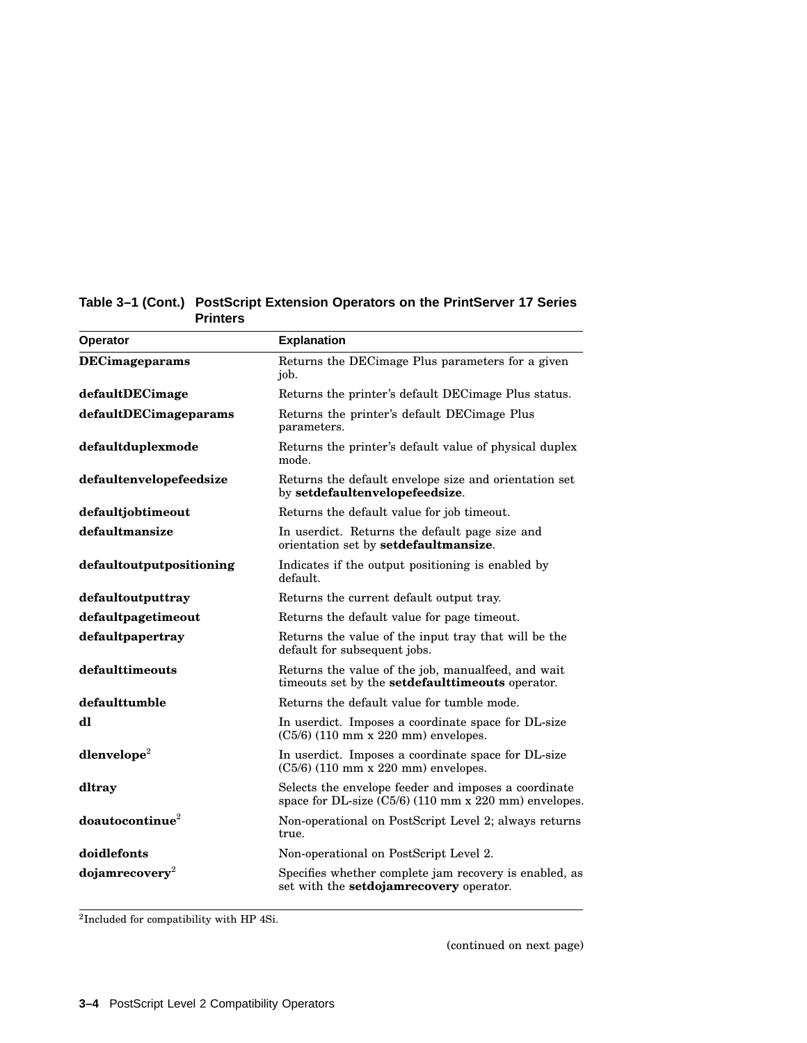**Table 3–1 (Cont.) PostScript Extension Operators on the PrintServer 17 Series Printers**

| Operator | Explanation |
|---|---|
| **DECimageparams** | Returns the DECimage Plus parameters for a given job. |
| **defaultDECimage** | Returns the printer's default DECimage Plus status. |
| **defaultDECimageparams** | Returns the printer's default DECimage Plus parameters. |
| **defaultduplexmode** | Returns the printer's default value of physical duplex mode. |
| **defaultenvelopefeedsize** | Returns the default envelope size and orientation set by **setdefaultenvelopefeedsize**. |
| **defaultjobtimeout** | Returns the default value for job timeout. |
| **defaultmansize** | In userdict. Returns the default page size and orientation set by **setdefaultmansize**. |
| **defaultoutputpositioning** | Indicates if the output positioning is enabled by default. |
| **defaultoutputtray** | Returns the current default output tray. |
| **defaultpagetimeout** | Returns the default value for page timeout. |
| **defaultpapertray** | Returns the value of the input tray that will be the default for subsequent jobs. |
| **defaulttimeouts** | Returns the value of the job, manualfeed, and wait timeouts set by the **setdefaulttimeouts** operator. |
| **defaulttumble** | Returns the default value for tumble mode. |
| **dl** | In userdict. Imposes a coordinate space for DL-size (C5/6) (110 mm x 220 mm) envelopes. |
| **dlenvelope**[2] | In userdict. Imposes a coordinate space for DL-size (C5/6) (110 mm x 220 mm) envelopes. |
| **dltray** | Selects the envelope feeder and imposes a coordinate space for DL-size (C5/6) (110 mm x 220 mm) envelopes. |
| **doautocontinue**[2] | Non-operational on PostScript Level 2; always returns true. |
| **doidlefonts** | Non-operational on PostScript Level 2. |
| **dojamrecovery**[2] | Specifies whether complete jam recovery is enabled, as set with the **setdojamrecovery** operator. |

[2]Included for compatibility with HP 4Si.

(continued on next page)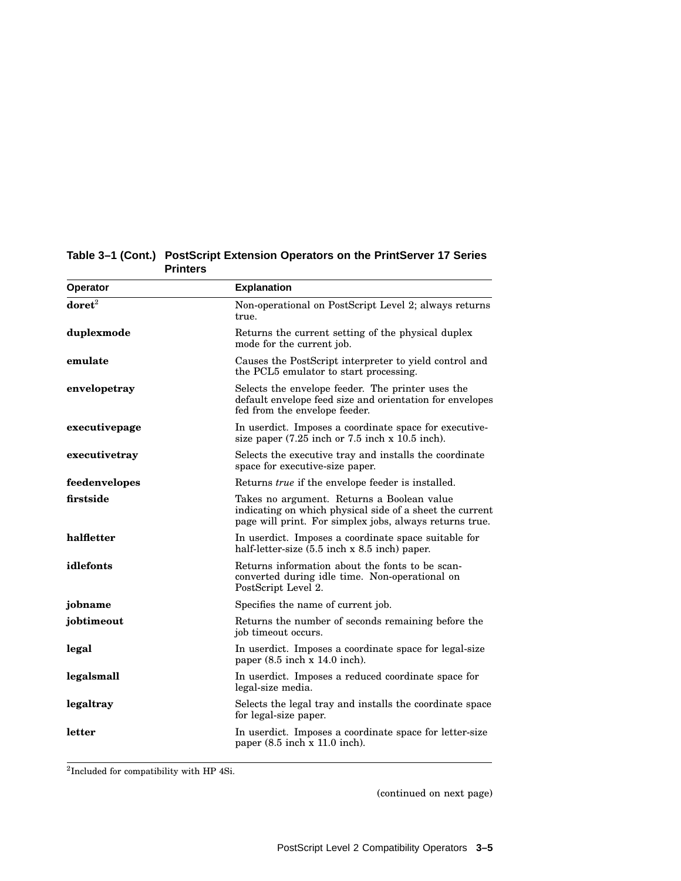**Table 3–1 (Cont.) PostScript Extension Operators on the PrintServer 17 Series Printers**

| Operator | Explanation |
|---|---|
| **doret**[2] | Non-operational on PostScript Level 2; always returns true. |
| **duplexmode** | Returns the current setting of the physical duplex mode for the current job. |
| **emulate** | Causes the PostScript interpreter to yield control and the PCL5 emulator to start processing. |
| **envelopetray** | Selects the envelope feeder. The printer uses the default envelope feed size and orientation for envelopes fed from the envelope feeder. |
| **executivepage** | In userdict. Imposes a coordinate space for executive-size paper (7.25 inch or 7.5 inch x 10.5 inch). |
| **executivetray** | Selects the executive tray and installs the coordinate space for executive-size paper. |
| **feedenvelopes** | Returns *true* if the envelope feeder is installed. |
| **firstside** | Takes no argument. Returns a Boolean value indicating on which physical side of a sheet the current page will print. For simplex jobs, always returns true. |
| **halfletter** | In userdict. Imposes a coordinate space suitable for half-letter-size (5.5 inch x 8.5 inch) paper. |
| **idlefonts** | Returns information about the fonts to be scan-converted during idle time. Non-operational on PostScript Level 2. |
| **jobname** | Specifies the name of current job. |
| **jobtimeout** | Returns the number of seconds remaining before the job timeout occurs. |
| **legal** | In userdict. Imposes a coordinate space for legal-size paper (8.5 inch x 14.0 inch). |
| **legalsmall** | In userdict. Imposes a reduced coordinate space for legal-size media. |
| **legaltray** | Selects the legal tray and installs the coordinate space for legal-size paper. |
| **letter** | In userdict. Imposes a coordinate space for letter-size paper (8.5 inch x 11.0 inch). |

[2]Included for compatibility with HP 4Si.

(continued on next page)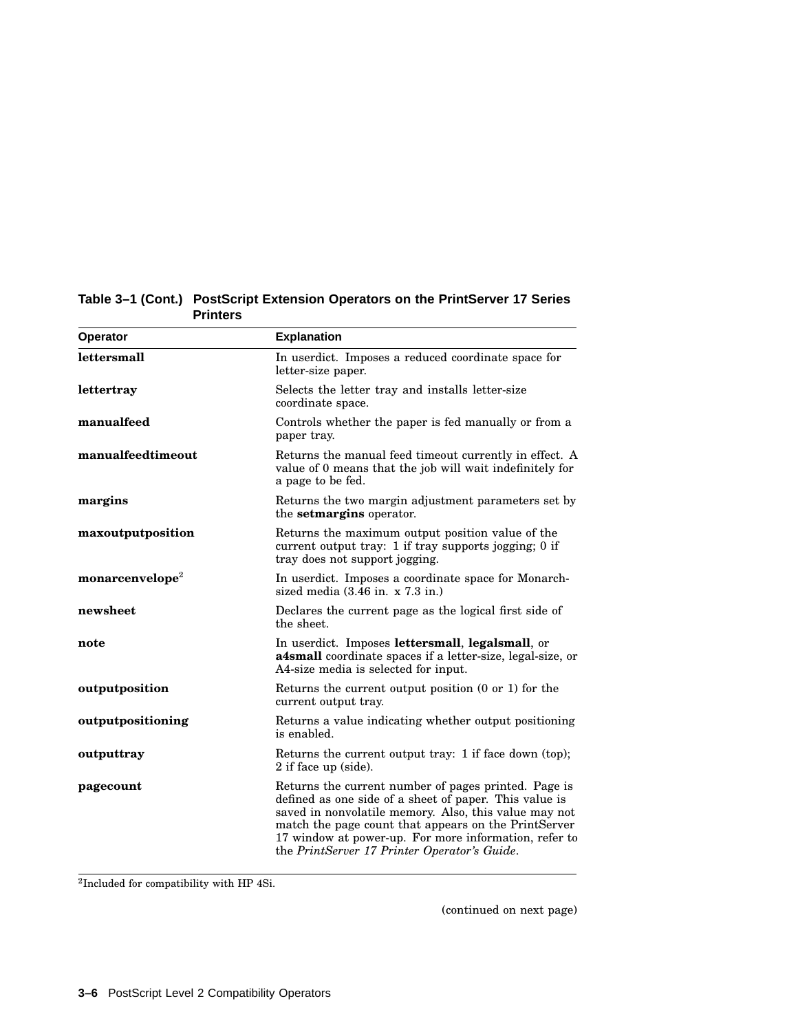**Table 3–1 (Cont.) PostScript Extension Operators on the PrintServer 17 Series Printers**

| Operator | Explanation |
|---|---|
| **lettersmall** | In userdict. Imposes a reduced coordinate space for letter-size paper. |
| **lettertray** | Selects the letter tray and installs letter-size coordinate space. |
| **manualfeed** | Controls whether the paper is fed manually or from a paper tray. |
| **manualfeedtimeout** | Returns the manual feed timeout currently in effect. A value of 0 means that the job will wait indefinitely for a page to be fed. |
| **margins** | Returns the two margin adjustment parameters set by the **setmargins** operator. |
| **maxoutputposition** | Returns the maximum output position value of the current output tray: 1 if tray supports jogging; 0 if tray does not support jogging. |
| **monarcenvelope**[2] | In userdict. Imposes a coordinate space for Monarch-sized media (3.46 in. x 7.3 in.) |
| **newsheet** | Declares the current page as the logical first side of the sheet. |
| **note** | In userdict. Imposes **lettersmall**, **legalsmall**, or **a4small** coordinate spaces if a letter-size, legal-size, or A4-size media is selected for input. |
| **outputposition** | Returns the current output position (0 or 1) for the current output tray. |
| **outputpositioning** | Returns a value indicating whether output positioning is enabled. |
| **outputtray** | Returns the current output tray: 1 if face down (top); 2 if face up (side). |
| **pagecount** | Returns the current number of pages printed. Page is defined as one side of a sheet of paper. This value is saved in nonvolatile memory. Also, this value may not match the page count that appears on the PrintServer 17 window at power-up. For more information, refer to the *PrintServer 17 Printer Operator's Guide*. |

[2]Included for compatibility with HP 4Si.

(continued on next page)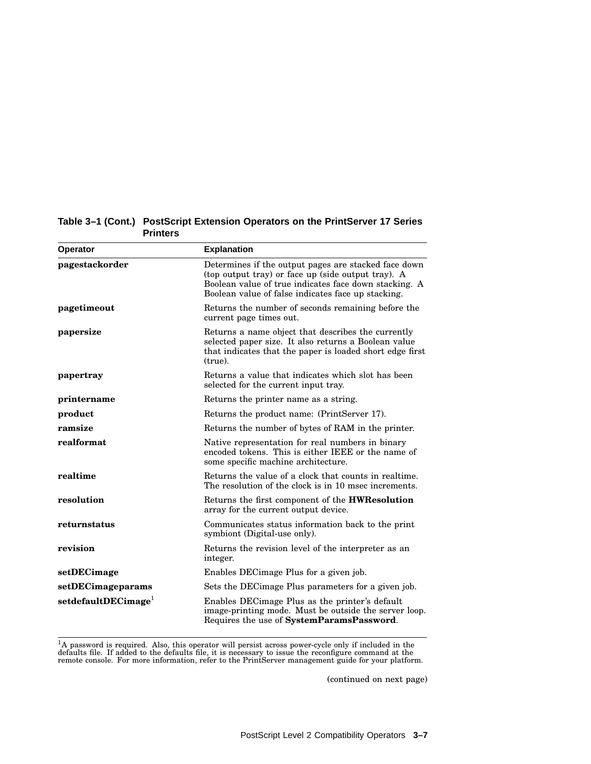**Table 3–1 (Cont.) PostScript Extension Operators on the PrintServer 17 Series Printers**

| Operator | Explanation |
|---|---|
| **pagestackorder** | Determines if the output pages are stacked face down (top output tray) or face up (side output tray). A Boolean value of true indicates face down stacking. A Boolean value of false indicates face up stacking. |
| **pagetimeout** | Returns the number of seconds remaining before the current page times out. |
| **papersize** | Returns a name object that describes the currently selected paper size. It also returns a Boolean value that indicates that the paper is loaded short edge first (true). |
| **papertray** | Returns a value that indicates which slot has been selected for the current input tray. |
| **printername** | Returns the printer name as a string. |
| **product** | Returns the product name: (PrintServer 17). |
| **ramsize** | Returns the number of bytes of RAM in the printer. |
| **realformat** | Native representation for real numbers in binary encoded tokens. This is either IEEE or the name of some specific machine architecture. |
| **realtime** | Returns the value of a clock that counts in realtime. The resolution of the clock is in 10 msec increments. |
| **resolution** | Returns the first component of the **HWResolution** array for the current output device. |
| **returnstatus** | Communicates status information back to the print symbiont (Digital-use only). |
| **revision** | Returns the revision level of the interpreter as an integer. |
| **setDECimage** | Enables DECimage Plus for a given job. |
| **setDECimageparams** | Sets the DECimage Plus parameters for a given job. |
| **setdefaultDECimage**[1] | Enables DECimage Plus as the printer's default image-printing mode. Must be outside the server loop. Requires the use of **SystemParamsPassword**. |

[1]A password is required. Also, this operator will persist across power-cycle only if included in the defaults file. If added to the defaults file, it is necessary to issue the reconfigure command at the remote console. For more information, refer to the PrintServer management guide for your platform.

(continued on next page)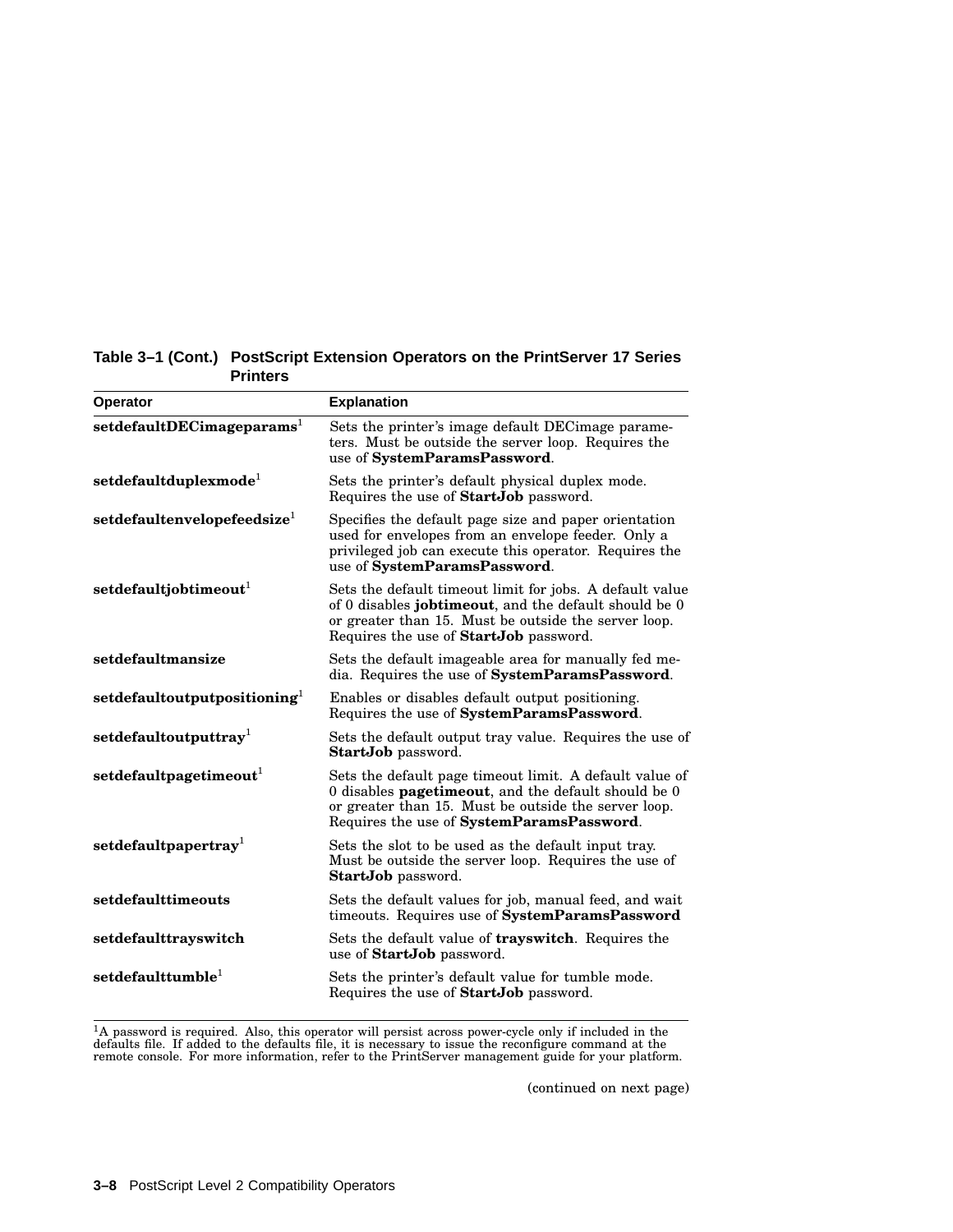**Table 3–1 (Cont.) PostScript Extension Operators on the PrintServer 17 Series Printers**

| Operator | Explanation |
|---|---|
| **setdefaultDECimageparams**[1] | Sets the printer's image default DECimage parameters. Must be outside the server loop. Requires the use of **SystemParamsPassword**. |
| **setdefaultduplexmode**[1] | Sets the printer's default physical duplex mode. Requires the use of **StartJob** password. |
| **setdefaultenvelopefeedsize**[1] | Specifies the default page size and paper orientation used for envelopes from an envelope feeder. Only a privileged job can execute this operator. Requires the use of **SystemParamsPassword**. |
| **setdefaultjobtimeout**[1] | Sets the default timeout limit for jobs. A default value of 0 disables **jobtimeout**, and the default should be 0 or greater than 15. Must be outside the server loop. Requires the use of **StartJob** password. |
| **setdefaultmansize** | Sets the default imageable area for manually fed media. Requires the use of **SystemParamsPassword**. |
| **setdefaultoutputpositioning**[1] | Enables or disables default output positioning. Requires the use of **SystemParamsPassword**. |
| **setdefaultoutputtray**[1] | Sets the default output tray value. Requires the use of **StartJob** password. |
| **setdefaultpagetimeout**[1] | Sets the default page timeout limit. A default value of 0 disables **pagetimeout**, and the default should be 0 or greater than 15. Must be outside the server loop. Requires the use of **SystemParamsPassword**. |
| **setdefaultpapertray**[1] | Sets the slot to be used as the default input tray. Must be outside the server loop. Requires the use of **StartJob** password. |
| **setdefaulttimeouts** | Sets the default values for job, manual feed, and wait timeouts. Requires use of **SystemParamsPassword** |
| **setdefaulttrayswitch** | Sets the default value of **trayswitch**. Requires the use of **StartJob** password. |
| **setdefaulttumble**[1] | Sets the printer's default value for tumble mode. Requires the use of **StartJob** password. |

[1]A password is required. Also, this operator will persist across power-cycle only if included in the defaults file. If added to the defaults file, it is necessary to issue the reconfigure command at the remote console. For more information, refer to the PrintServer management guide for your platform.

(continued on next page)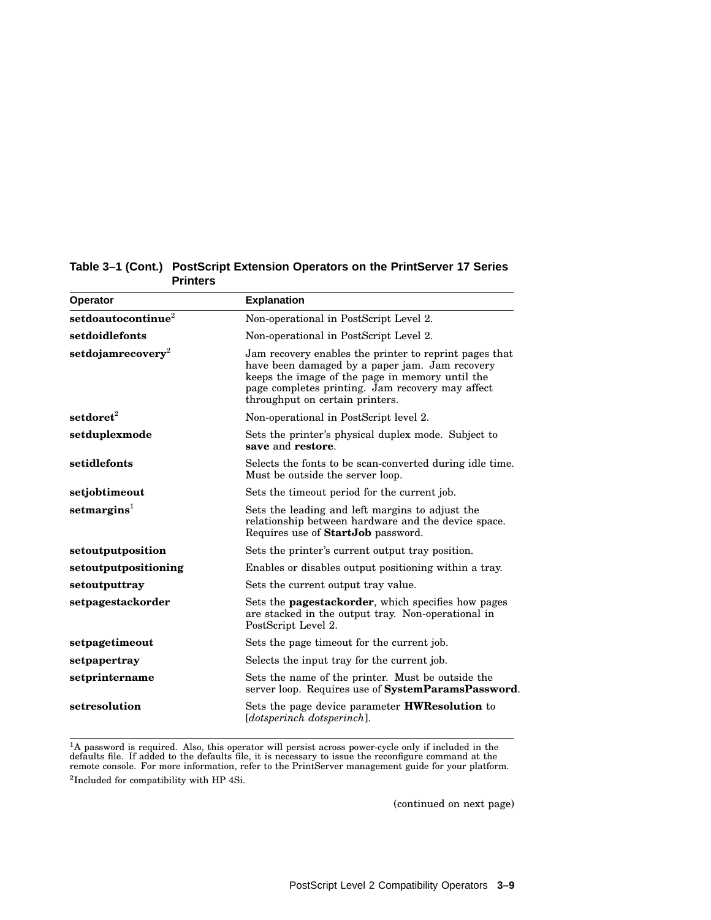**Table 3–1 (Cont.) PostScript Extension Operators on the PrintServer 17 Series Printers**

| Operator | Explanation |
|---|---|
| **setdoautocontinue**[2] | Non-operational in PostScript Level 2. |
| **setdoidlefonts** | Non-operational in PostScript Level 2. |
| **setdojamrecovery**[2] | Jam recovery enables the printer to reprint pages that have been damaged by a paper jam. Jam recovery keeps the image of the page in memory until the page completes printing. Jam recovery may affect throughput on certain printers. |
| **setdoret**[2] | Non-operational in PostScript level 2. |
| **setduplexmode** | Sets the printer's physical duplex mode. Subject to **save** and **restore**. |
| **setidlefonts** | Selects the fonts to be scan-converted during idle time. Must be outside the server loop. |
| **setjobtimeout** | Sets the timeout period for the current job. |
| **setmargins**[1] | Sets the leading and left margins to adjust the relationship between hardware and the device space. Requires use of **StartJob** password. |
| **setoutputposition** | Sets the printer's current output tray position. |
| **setoutputpositioning** | Enables or disables output positioning within a tray. |
| **setoutputtray** | Sets the current output tray value. |
| **setpagestackorder** | Sets the **pagestackorder**, which specifies how pages are stacked in the output tray. Non-operational in PostScript Level 2. |
| **setpagetimeout** | Sets the page timeout for the current job. |
| **setpapertray** | Selects the input tray for the current job. |
| **setprintername** | Sets the name of the printer. Must be outside the server loop. Requires use of **SystemParamsPassword**. |
| **setresolution** | Sets the page device parameter **HWResolution** to [*dotsperinch dotsperinch*]. |

[1]A password is required. Also, this operator will persist across power-cycle only if included in the defaults file. If added to the defaults file, it is necessary to issue the reconfigure command at the remote console. For more information, refer to the PrintServer management guide for your platform.

[2]Included for compatibility with HP 4Si.

(continued on next page)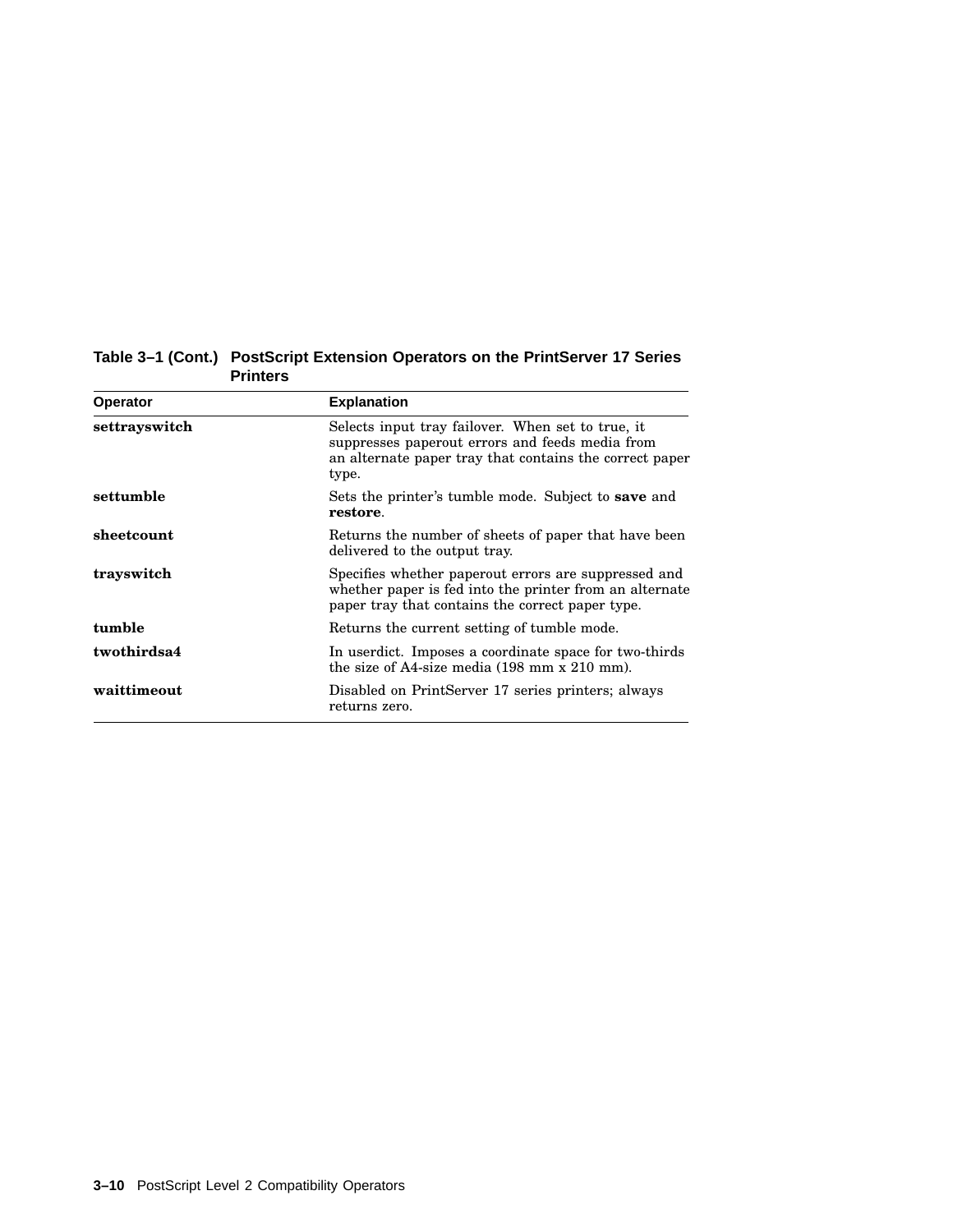**Table 3–1 (Cont.) PostScript Extension Operators on the PrintServer 17 Series Printers**

| Operator | Explanation |
|---|---|
| **settrayswitch** | Selects input tray failover. When set to true, it suppresses paperout errors and feeds media from an alternate paper tray that contains the correct paper type. |
| **settumble** | Sets the printer's tumble mode. Subject to **save** and **restore**. |
| **sheetcount** | Returns the number of sheets of paper that have been delivered to the output tray. |
| **trayswitch** | Specifies whether paperout errors are suppressed and whether paper is fed into the printer from an alternate paper tray that contains the correct paper type. |
| **tumble** | Returns the current setting of tumble mode. |
| **twothirdsa4** | In userdict. Imposes a coordinate space for two-thirds the size of A4-size media (198 mm x 210 mm). |
| **waittimeout** | Disabled on PrintServer 17 series printers; always returns zero. |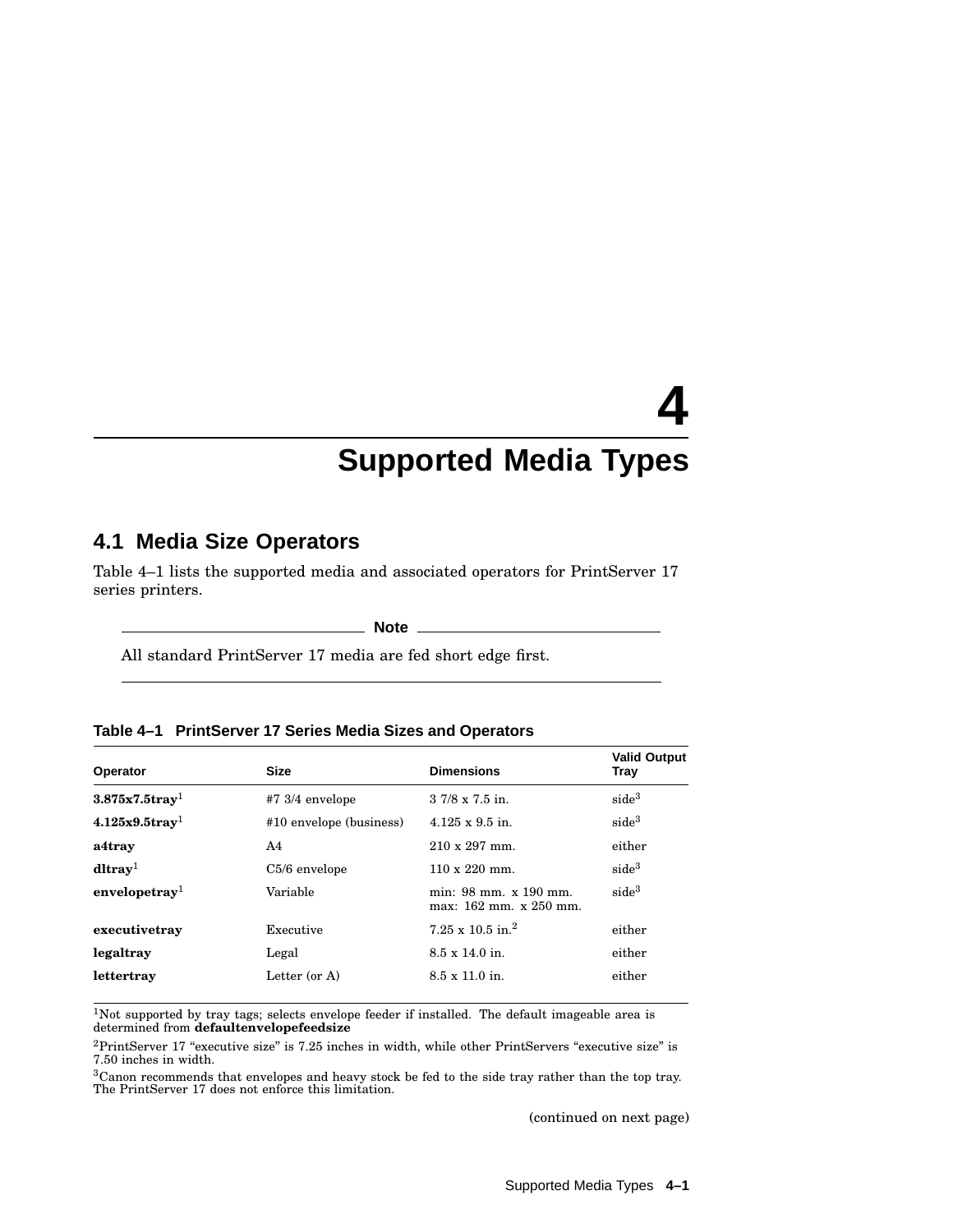# 4 Supported Media Types

## 4.1 Media Size Operators

Table 4–1 lists the supported media and associated operators for PrintServer 17 series printers.

**Note**

All standard PrintServer 17 media are fed short edge first.

**Table 4–1 PrintServer 17 Series Media Sizes and Operators**

| Operator | Size | Dimensions | Valid Output Tray |
|---|---|---|---|
| **3.875x7.5tray**[1] | #7 3/4 envelope | 3 7/8 x 7.5 in. | side[3] |
| **4.125x9.5tray**[1] | #10 envelope (business) | 4.125 x 9.5 in. | side[3] |
| **a4tray** | A4 | 210 x 297 mm. | either |
| **dltray**[1] | C5/6 envelope | 110 x 220 mm. | side[3] |
| **envelopetray**[1] | Variable | min: 98 mm. x 190 mm. max: 162 mm. x 250 mm. | side[3] |
| **executivetray** | Executive | 7.25 x 10.5 in.[2] | either |
| **legaltray** | Legal | 8.5 x 14.0 in. | either |
| **lettertray** | Letter (or A) | 8.5 x 11.0 in. | either |

[1]Not supported by tray tags; selects envelope feeder if installed. The default imageable area is determined from **defaultenvelopefeedsize**

[2]PrintServer 17 "executive size" is 7.25 inches in width, while other PrintServers "executive size" is 7.50 inches in width.

[3]Canon recommends that envelopes and heavy stock be fed to the side tray rather than the top tray. The PrintServer 17 does not enforce this limitation.

(continued on next page)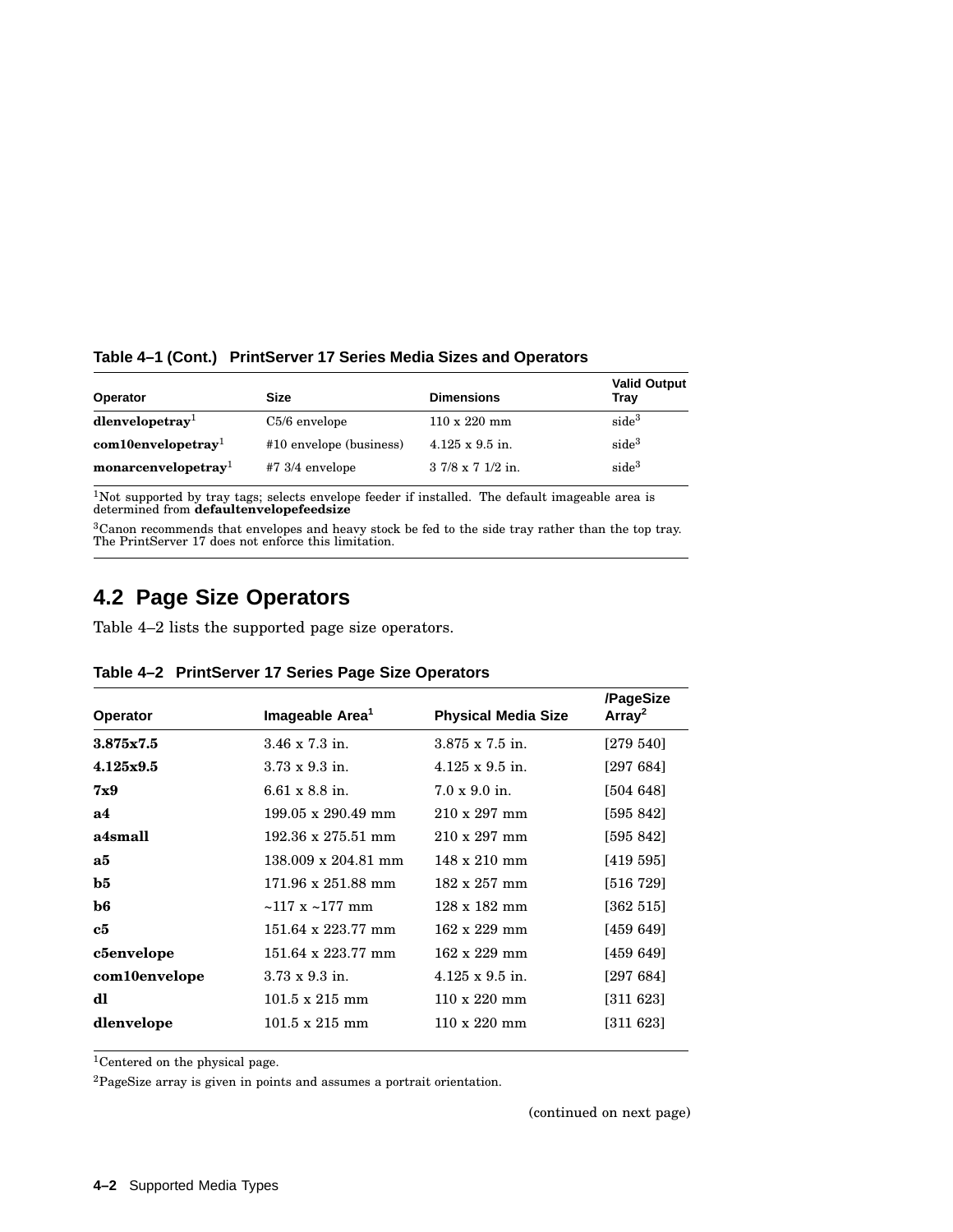**Table 4–1 (Cont.) PrintServer 17 Series Media Sizes and Operators**

| Operator | Size | Dimensions | Valid Output Tray |
|---|---|---|---|
| **dlenvelopetray**[1] | C5/6 envelope | 110 x 220 mm | side[3] |
| **com10envelopetray**[1] | #10 envelope (business) | 4.125 x 9.5 in. | side[3] |
| **monarcenvelopetray**[1] | #7 3/4 envelope | 3 7/8 x 7 1/2 in. | side[3] |

[1]Not supported by tray tags; selects envelope feeder if installed. The default imageable area is determined from **defaultenvelopefeedsize**

[3]Canon recommends that envelopes and heavy stock be fed to the side tray rather than the top tray. The PrintServer 17 does not enforce this limitation.

## 4.2 Page Size Operators

Table 4–2 lists the supported page size operators.

**Table 4–2 PrintServer 17 Series Page Size Operators**

| Operator | Imageable Area[1] | Physical Media Size | /PageSize Array[2] |
|---|---|---|---|
| **3.875x7.5** | 3.46 x 7.3 in. | 3.875 x 7.5 in. | [279 540] |
| **4.125x9.5** | 3.73 x 9.3 in. | 4.125 x 9.5 in. | [297 684] |
| **7x9** | 6.61 x 8.8 in. | 7.0 x 9.0 in. | [504 648] |
| **a4** | 199.05 x 290.49 mm | 210 x 297 mm | [595 842] |
| **a4small** | 192.36 x 275.51 mm | 210 x 297 mm | [595 842] |
| **a5** | 138.009 x 204.81 mm | 148 x 210 mm | [419 595] |
| **b5** | 171.96 x 251.88 mm | 182 x 257 mm | [516 729] |
| **b6** | ~117 x ~177 mm | 128 x 182 mm | [362 515] |
| **c5** | 151.64 x 223.77 mm | 162 x 229 mm | [459 649] |
| **c5envelope** | 151.64 x 223.77 mm | 162 x 229 mm | [459 649] |
| **com10envelope** | 3.73 x 9.3 in. | 4.125 x 9.5 in. | [297 684] |
| **dl** | 101.5 x 215 mm | 110 x 220 mm | [311 623] |
| **dlenvelope** | 101.5 x 215 mm | 110 x 220 mm | [311 623] |

[1]Centered on the physical page.

[2]PageSize array is given in points and assumes a portrait orientation.

(continued on next page)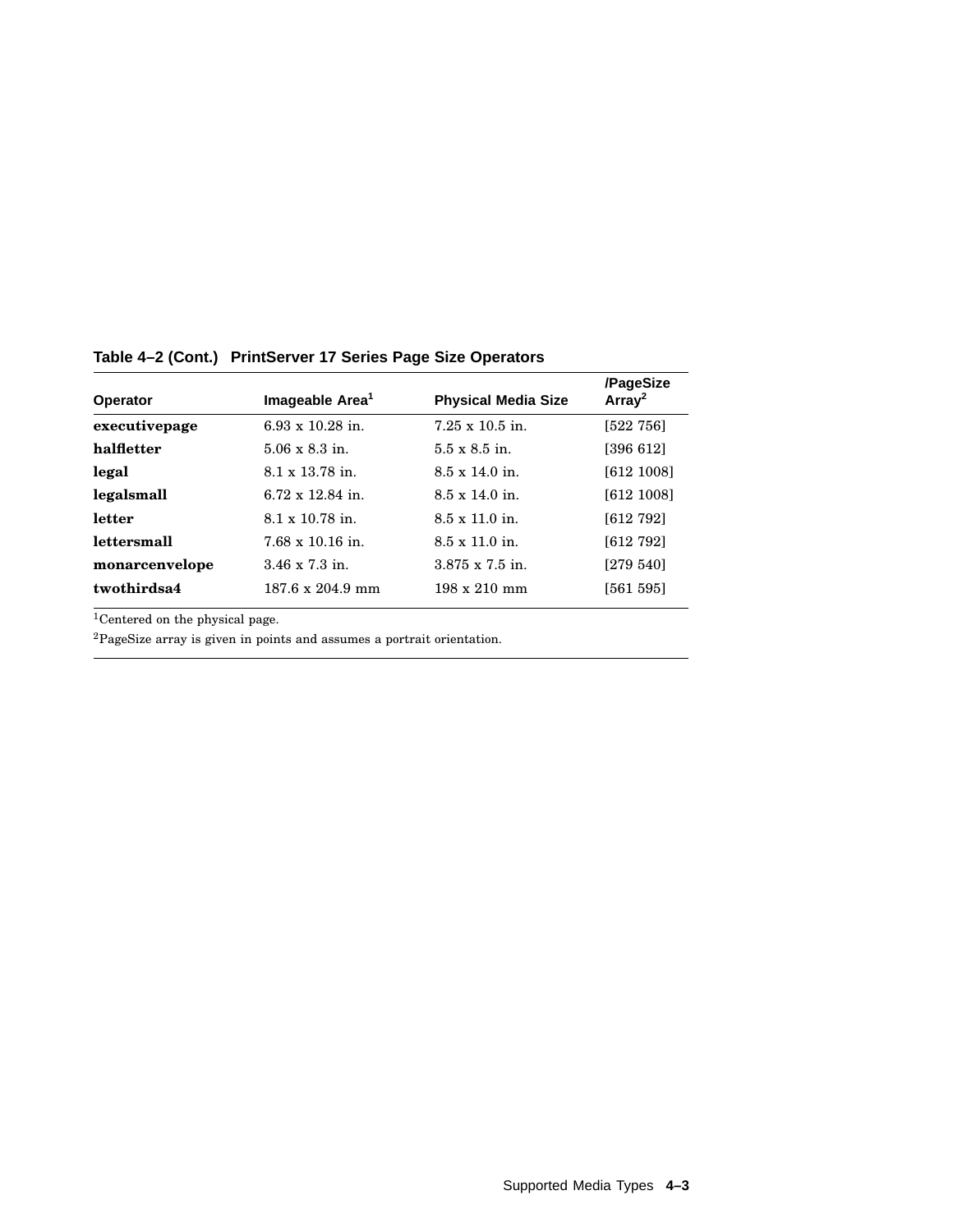**Table 4–2 (Cont.) PrintServer 17 Series Page Size Operators**

| Operator | Imageable Area[1] | Physical Media Size | /PageSize Array[2] |
|---|---|---|---|
| **executivepage** | 6.93 x 10.28 in. | 7.25 x 10.5 in. | [522 756] |
| **halfletter** | 5.06 x 8.3 in. | 5.5 x 8.5 in. | [396 612] |
| **legal** | 8.1 x 13.78 in. | 8.5 x 14.0 in. | [612 1008] |
| **legalsmall** | 6.72 x 12.84 in. | 8.5 x 14.0 in. | [612 1008] |
| **letter** | 8.1 x 10.78 in. | 8.5 x 11.0 in. | [612 792] |
| **lettersmall** | 7.68 x 10.16 in. | 8.5 x 11.0 in. | [612 792] |
| **monarcenvelope** | 3.46 x 7.3 in. | 3.875 x 7.5 in. | [279 540] |
| **twothirdsa4** | 187.6 x 204.9 mm | 198 x 210 mm | [561 595] |

[1]Centered on the physical page.

[2]PageSize array is given in points and assumes a portrait orientation.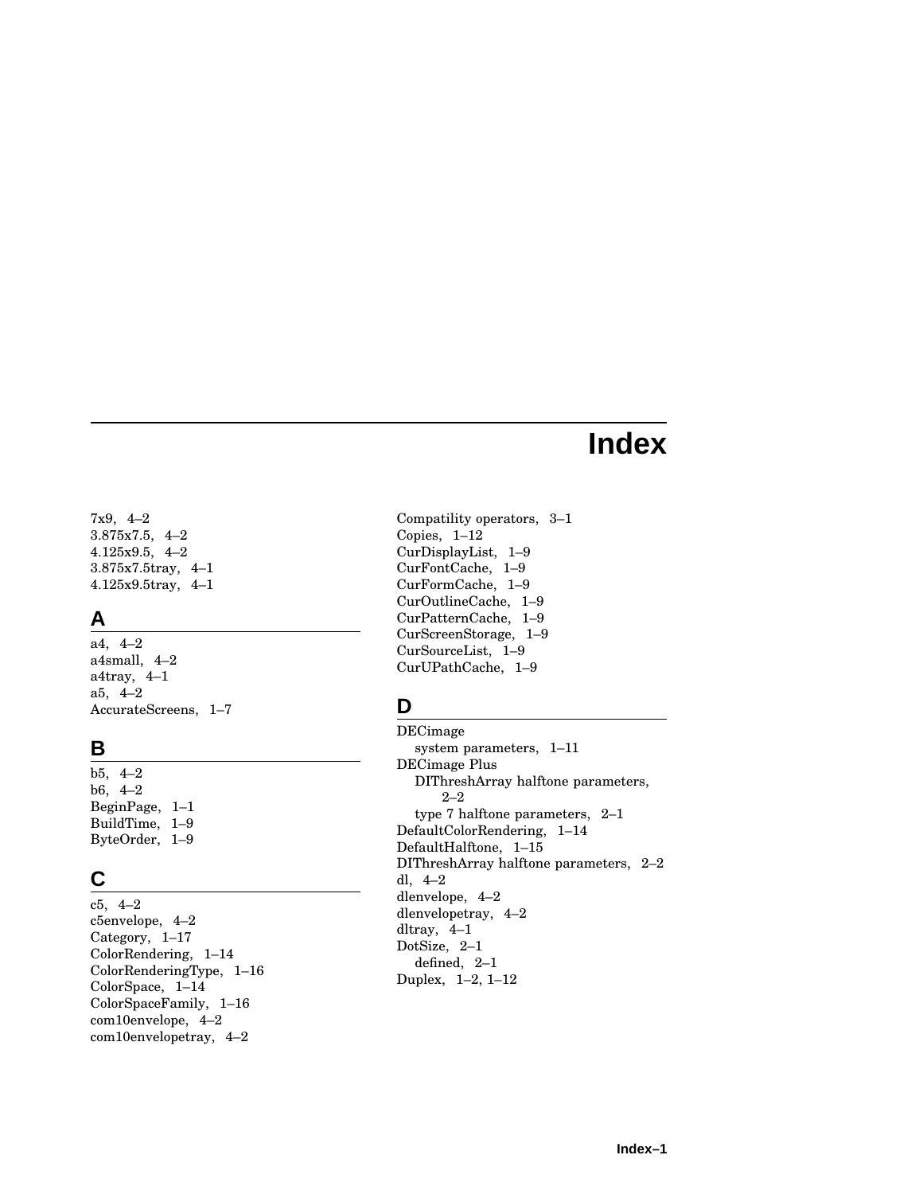# Index

7x9, 4–2
3.875x7.5, 4–2
4.125x9.5, 4–2
3.875x7.5tray, 4–1
4.125x9.5tray, 4–1

## A

a4, 4–2
a4small, 4–2
a4tray, 4–1
a5, 4–2
AccurateScreens, 1–7

## B

b5, 4–2
b6, 4–2
BeginPage, 1–1
BuildTime, 1–9
ByteOrder, 1–9

## C

c5, 4–2
c5envelope, 4–2
Category, 1–17
ColorRendering, 1–14
ColorRenderingType, 1–16
ColorSpace, 1–14
ColorSpaceFamily, 1–16
com10envelope, 4–2
com10envelopetray, 4–2
Compatility operators, 3–1
Copies, 1–12
CurDisplayList, 1–9
CurFontCache, 1–9
CurFormCache, 1–9
CurOutlineCache, 1–9
CurPatternCache, 1–9
CurScreenStorage, 1–9
CurSourceList, 1–9
CurUPathCache, 1–9

## D

DECimage
- system parameters, 1–11

DECimage Plus
- DIThreshArray halftone parameters, 2–2
- type 7 halftone parameters, 2–1

DefaultColorRendering, 1–14
DefaultHalftone, 1–15
DIThreshArray halftone parameters, 2–2
dl, 4–2
dlenvelope, 4–2
dlenvelopetray, 4–2
dltray, 4–1
DotSize, 2–1
- defined, 2–1

Duplex, 1–2, 1–12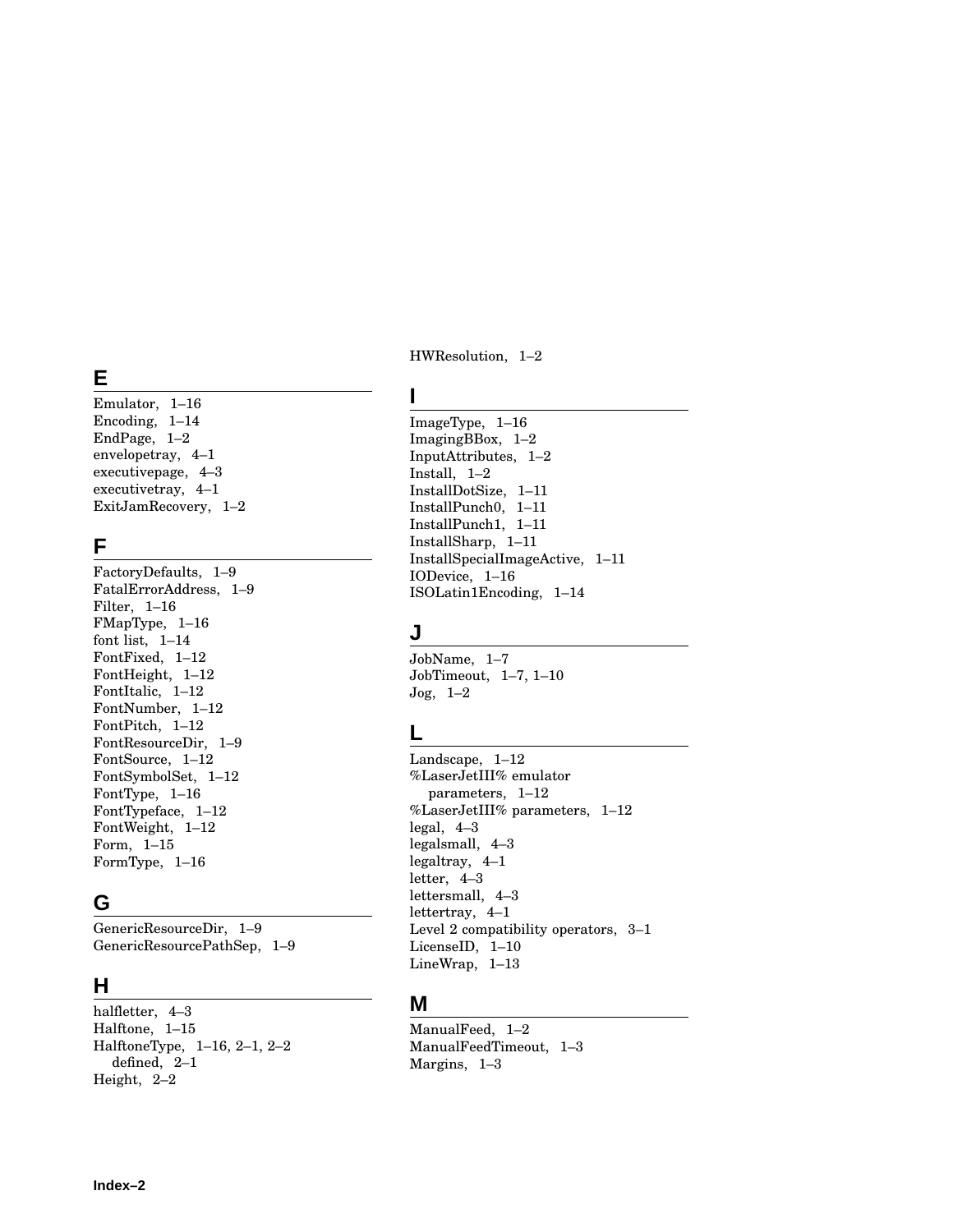## E

Emulator, 1–16
Encoding, 1–14
EndPage, 1–2
envelopetray, 4–1
executivepage, 4–3
executivetray, 4–1
ExitJamRecovery, 1–2

## F

FactoryDefaults, 1–9
FatalErrorAddress, 1–9
Filter, 1–16
FMapType, 1–16
font list, 1–14
FontFixed, 1–12
FontHeight, 1–12
FontItalic, 1–12
FontNumber, 1–12
FontPitch, 1–12
FontResourceDir, 1–9
FontSource, 1–12
FontSymbolSet, 1–12
FontType, 1–16
FontTypeface, 1–12
FontWeight, 1–12
Form, 1–15
FormType, 1–16

## G

GenericResourceDir, 1–9
GenericResourcePathSep, 1–9

## H

halfletter, 4–3
Halftone, 1–15
HalftoneType, 1–16, 2–1, 2–2
  defined, 2–1
Height, 2–2
HWResolution, 1–2

## I

ImageType, 1–16
ImagingBBox, 1–2
InputAttributes, 1–2
Install, 1–2
InstallDotSize, 1–11
InstallPunch0, 1–11
InstallPunch1, 1–11
InstallSharp, 1–11
InstallSpecialImageActive, 1–11
IODevice, 1–16
ISOLatin1Encoding, 1–14

## J

JobName, 1–7
JobTimeout, 1–7, 1–10
Jog, 1–2

## L

Landscape, 1–12
%LaserJetIII% emulator
  parameters, 1–12
%LaserJetIII% parameters, 1–12
legal, 4–3
legalsmall, 4–3
legaltray, 4–1
letter, 4–3
lettersmall, 4–3
lettertray, 4–1
Level 2 compatibility operators, 3–1
LicenseID, 1–10
LineWrap, 1–13

## M

ManualFeed, 1–2
ManualFeedTimeout, 1–3
Margins, 1–3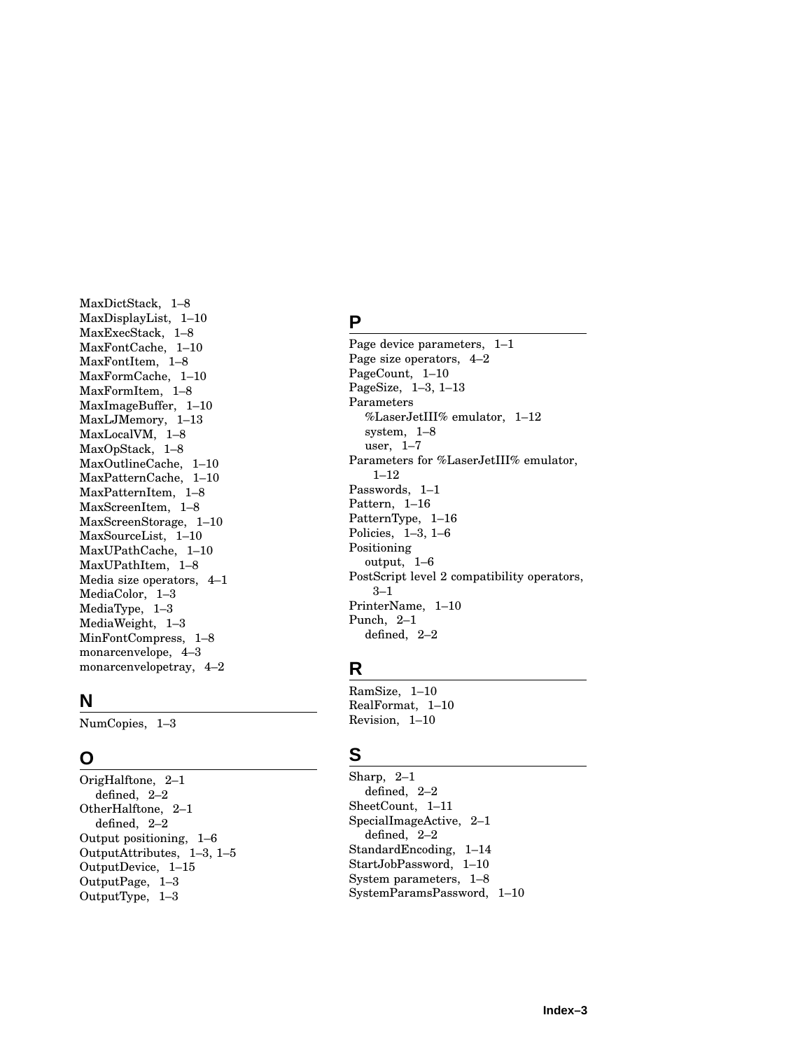MaxDictStack, 1–8
MaxDisplayList, 1–10
MaxExecStack, 1–8
MaxFontCache, 1–10
MaxFontItem, 1–8
MaxFormCache, 1–10
MaxFormItem, 1–8
MaxImageBuffer, 1–10
MaxLJMemory, 1–13
MaxLocalVM, 1–8
MaxOpStack, 1–8
MaxOutlineCache, 1–10
MaxPatternCache, 1–10
MaxPatternItem, 1–8
MaxScreenItem, 1–8
MaxScreenStorage, 1–10
MaxSourceList, 1–10
MaxUPathCache, 1–10
MaxUPathItem, 1–8
Media size operators, 4–1
MediaColor, 1–3
MediaType, 1–3
MediaWeight, 1–3
MinFontCompress, 1–8
monarcenvelope, 4–3
monarcenvelopetray, 4–2

## N

NumCopies, 1–3

## O

OrigHalftone, 2–1
  defined, 2–2
OtherHalftone, 2–1
  defined, 2–2
Output positioning, 1–6
OutputAttributes, 1–3, 1–5
OutputDevice, 1–15
OutputPage, 1–3
OutputType, 1–3

## P

Page device parameters, 1–1
Page size operators, 4–2
PageCount, 1–10
PageSize, 1–3, 1–13
Parameters
  %LaserJetIII% emulator, 1–12
  system, 1–8
  user, 1–7
Parameters for %LaserJetIII% emulator, 1–12
Passwords, 1–1
Pattern, 1–16
PatternType, 1–16
Policies, 1–3, 1–6
Positioning
  output, 1–6
PostScript level 2 compatibility operators, 3–1
PrinterName, 1–10
Punch, 2–1
  defined, 2–2

## R

RamSize, 1–10
RealFormat, 1–10
Revision, 1–10

## S

Sharp, 2–1
  defined, 2–2
SheetCount, 1–11
SpecialImageActive, 2–1
  defined, 2–2
StandardEncoding, 1–14
StartJobPassword, 1–10
System parameters, 1–8
SystemParamsPassword, 1–10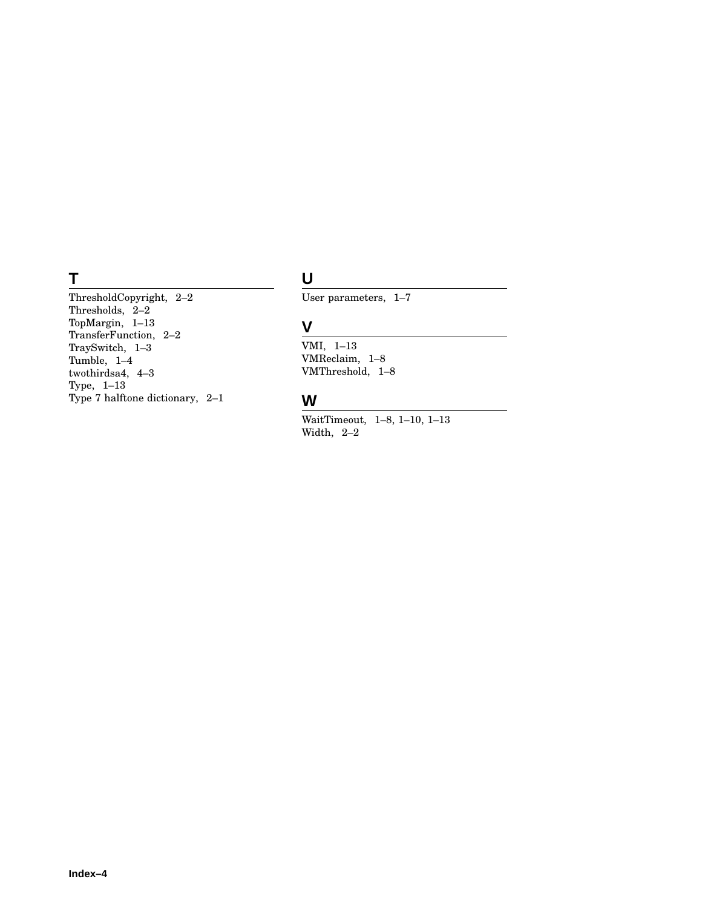## T

ThresholdCopyright, 2–2
Thresholds, 2–2
TopMargin, 1–13
TransferFunction, 2–2
TraySwitch, 1–3
Tumble, 1–4
twothirdsa4, 4–3
Type, 1–13
Type 7 halftone dictionary, 2–1

## U

User parameters, 1–7

## V

VMI, 1–13
VMReclaim, 1–8
VMThreshold, 1–8

## W

WaitTimeout, 1–8, 1–10, 1–13
Width, 2–2